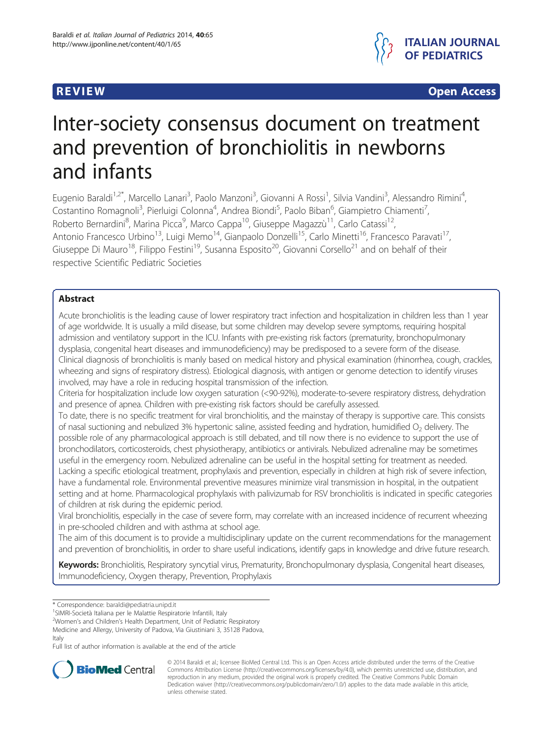REVIEW Open Access

# Inter-society consensus document on treatment and prevention of bronchiolitis in newborns and infants

Eugenio Baraldi[1,2*], Marcello Lanari[3], Paolo Manzoni[3], Giovanni A Rossi[1], Silvia Vandini[3], Alessandro Rimini[4], Costantino Romagnoli[3], Pierluigi Colonna[4], Andrea Biondi[5], Paolo Biban[6], Giampietro Chiamenti[7], Roberto Bernardini[8], Marina Picca[9], Marco Cappa[10], Giuseppe Magazzù[11], Carlo Catassi[12], Antonio Francesco Urbino[13], Luigi Memo[14], Gianpaolo Donzelli[15], Carlo Minetti[16], Francesco Paravati[17], Giuseppe Di Mauro[18], Filippo Festini[19], Susanna Esposito[20], Giovanni Corsello[21] and on behalf of their respective Scientific Pediatric Societies

## Abstract

Acute bronchiolitis is the leading cause of lower respiratory tract infection and hospitalization in children less than 1 year of age worldwide. It is usually a mild disease, but some children may develop severe symptoms, requiring hospital admission and ventilatory support in the ICU. Infants with pre-existing risk factors (prematurity, bronchopulmonary dysplasia, congenital heart diseases and immunodeficiency) may be predisposed to a severe form of the disease.

Clinical diagnosis of bronchiolitis is manly based on medical history and physical examination (rhinorrhea, cough, crackles, wheezing and signs of respiratory distress). Etiological diagnosis, with antigen or genome detection to identify viruses involved, may have a role in reducing hospital transmission of the infection.

Criteria for hospitalization include low oxygen saturation (<90-92%), moderate-to-severe respiratory distress, dehydration and presence of apnea. Children with pre-existing risk factors should be carefully assessed.

To date, there is no specific treatment for viral bronchiolitis, and the mainstay of therapy is supportive care. This consists of nasal suctioning and nebulized 3% hypertonic saline, assisted feeding and hydration, humidified $O_2$ delivery. The possible role of any pharmacological approach is still debated, and till now there is no evidence to support the use of bronchodilators, corticosteroids, chest physiotherapy, antibiotics or antivirals. Nebulized adrenaline may be sometimes useful in the emergency room. Nebulized adrenaline can be useful in the hospital setting for treatment as needed.

Lacking a specific etiological treatment, prophylaxis and prevention, especially in children at high risk of severe infection, have a fundamental role. Environmental preventive measures minimize viral transmission in hospital, in the outpatient setting and at home. Pharmacological prophylaxis with palivizumab for RSV bronchiolitis is indicated in specific categories of children at risk during the epidemic period.

Viral bronchiolitis, especially in the case of severe form, may correlate with an increased incidence of recurrent wheezing in pre-schooled children and with asthma at school age.

The aim of this document is to provide a multidisciplinary update on the current recommendations for the management and prevention of bronchiolitis, in order to share useful indications, identify gaps in knowledge and drive future research.

**Keywords:** Bronchiolitis, Respiratory syncytial virus, Prematurity, Bronchopulmonary dysplasia, Congenital heart diseases, Immunodeficiency, Oxygen therapy, Prevention, Prophylaxis

\* Correspondence: baraldi@pediatria.unipd.it
[1]SIMRI-Società Italiana per le Malattie Respiratorie Infantili, Italy
[2]Women's and Children's Health Department, Unit of Pediatric Respiratory Medicine and Allergy, University of Padova, Via Giustiniani 3, 35128 Padova, Italy
Full list of author information is available at the end of the article

© 2014 Baraldi et al.; licensee BioMed Central Ltd. This is an Open Access article distributed under the terms of the Creative Commons Attribution License (http://creativecommons.org/licenses/by/4.0), which permits unrestricted use, distribution, and reproduction in any medium, provided the original work is properly credited. The Creative Commons Public Domain Dedication waiver (http://creativecommons.org/publicdomain/zero/1.0/) applies to the data made available in this article, unless otherwise stated.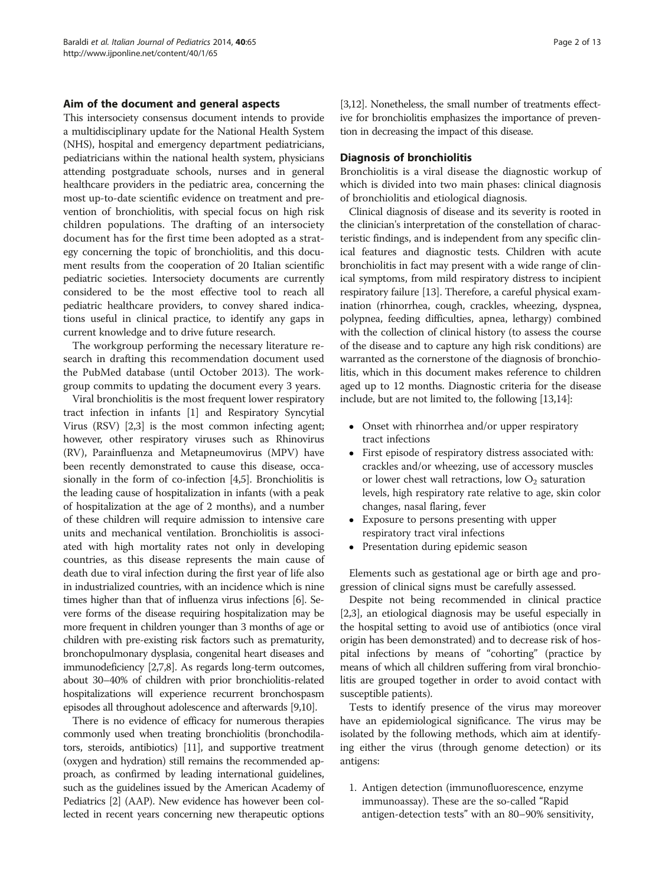## Aim of the document and general aspects

This intersociety consensus document intends to provide a multidisciplinary update for the National Health System (NHS), hospital and emergency department pediatricians, pediatricians within the national health system, physicians attending postgraduate schools, nurses and in general healthcare providers in the pediatric area, concerning the most up-to-date scientific evidence on treatment and prevention of bronchiolitis, with special focus on high risk children populations. The drafting of an intersociety document has for the first time been adopted as a strategy concerning the topic of bronchiolitis, and this document results from the cooperation of 20 Italian scientific pediatric societies. Intersociety documents are currently considered to be the most effective tool to reach all pediatric healthcare providers, to convey shared indications useful in clinical practice, to identify any gaps in current knowledge and to drive future research.

The workgroup performing the necessary literature research in drafting this recommendation document used the PubMed database (until October 2013). The workgroup commits to updating the document every 3 years.

Viral bronchiolitis is the most frequent lower respiratory tract infection in infants [1] and Respiratory Syncytial Virus (RSV) [2,3] is the most common infecting agent; however, other respiratory viruses such as Rhinovirus (RV), Parainfluenza and Metapneumovirus (MPV) have been recently demonstrated to cause this disease, occasionally in the form of co-infection [4,5]. Bronchiolitis is the leading cause of hospitalization in infants (with a peak of hospitalization at the age of 2 months), and a number of these children will require admission to intensive care units and mechanical ventilation. Bronchiolitis is associated with high mortality rates not only in developing countries, as this disease represents the main cause of death due to viral infection during the first year of life also in industrialized countries, with an incidence which is nine times higher than that of influenza virus infections [6]. Severe forms of the disease requiring hospitalization may be more frequent in children younger than 3 months of age or children with pre-existing risk factors such as prematurity, bronchopulmonary dysplasia, congenital heart diseases and immunodeficiency [2,7,8]. As regards long-term outcomes, about 30–40% of children with prior bronchiolitis-related hospitalizations will experience recurrent bronchospasm episodes all throughout adolescence and afterwards [9,10].

There is no evidence of efficacy for numerous therapies commonly used when treating bronchiolitis (bronchodilators, steroids, antibiotics) [11], and supportive treatment (oxygen and hydration) still remains the recommended approach, as confirmed by leading international guidelines, such as the guidelines issued by the American Academy of Pediatrics [2] (AAP). New evidence has however been collected in recent years concerning new therapeutic options [3,12]. Nonetheless, the small number of treatments effective for bronchiolitis emphasizes the importance of prevention in decreasing the impact of this disease.

## Diagnosis of bronchiolitis

Bronchiolitis is a viral disease the diagnostic workup of which is divided into two main phases: clinical diagnosis of bronchiolitis and etiological diagnosis.

Clinical diagnosis of disease and its severity is rooted in the clinician's interpretation of the constellation of characteristic findings, and is independent from any specific clinical features and diagnostic tests. Children with acute bronchiolitis in fact may present with a wide range of clinical symptoms, from mild respiratory distress to incipient respiratory failure [13]. Therefore, a careful physical examination (rhinorrhea, cough, crackles, wheezing, dyspnea, polypnea, feeding difficulties, apnea, lethargy) combined with the collection of clinical history (to assess the course of the disease and to capture any high risk conditions) are warranted as the cornerstone of the diagnosis of bronchiolitis, which in this document makes reference to children aged up to 12 months. Diagnostic criteria for the disease include, but are not limited to, the following [13,14]:

- Onset with rhinorrhea and/or upper respiratory tract infections
- First episode of respiratory distress associated with: crackles and/or wheezing, use of accessory muscles or lower chest wall retractions, low $O_2$ saturation levels, high respiratory rate relative to age, skin color changes, nasal flaring, fever
- Exposure to persons presenting with upper respiratory tract viral infections
- Presentation during epidemic season

Elements such as gestational age or birth age and progression of clinical signs must be carefully assessed.

Despite not being recommended in clinical practice [2,3], an etiological diagnosis may be useful especially in the hospital setting to avoid use of antibiotics (once viral origin has been demonstrated) and to decrease risk of hospital infections by means of "cohorting" (practice by means of which all children suffering from viral bronchiolitis are grouped together in order to avoid contact with susceptible patients).

Tests to identify presence of the virus may moreover have an epidemiological significance. The virus may be isolated by the following methods, which aim at identifying either the virus (through genome detection) or its antigens:

1. Antigen detection (immunofluorescence, enzyme immunoassay). These are the so-called "Rapid antigen-detection tests" with an 80–90% sensitivity,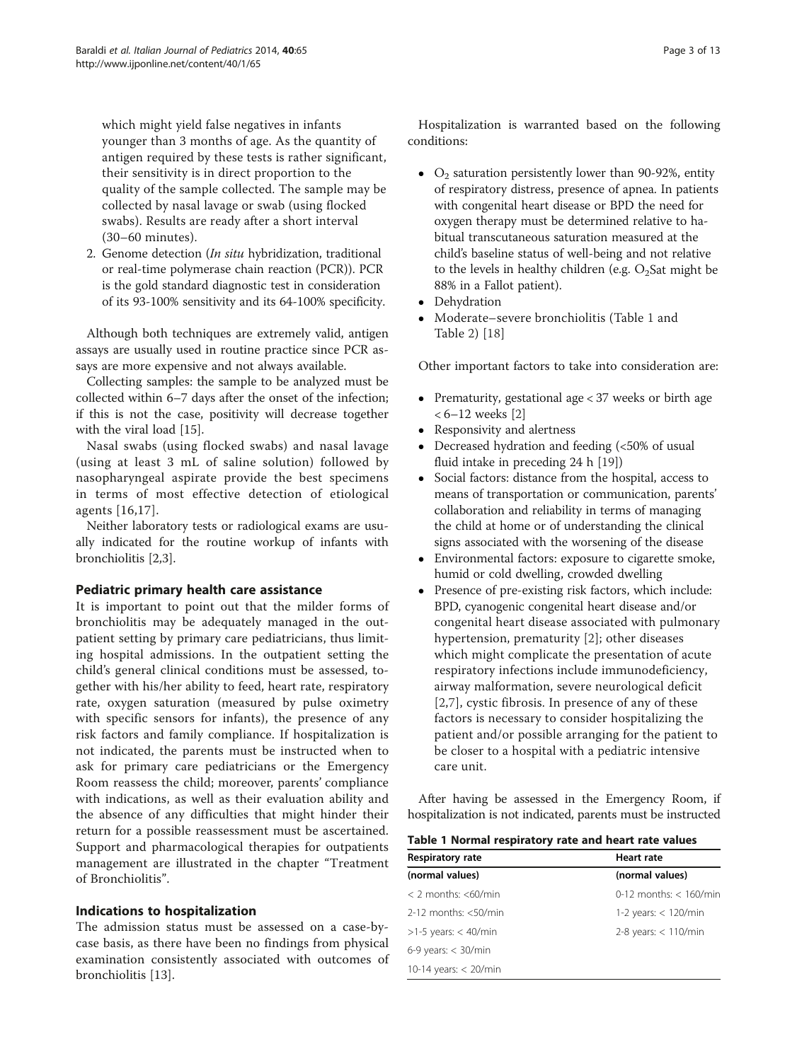which might yield false negatives in infants younger than 3 months of age. As the quantity of antigen required by these tests is rather significant, their sensitivity is in direct proportion to the quality of the sample collected. The sample may be collected by nasal lavage or swab (using flocked swabs). Results are ready after a short interval (30–60 minutes).

2. Genome detection (*In situ* hybridization, traditional or real-time polymerase chain reaction (PCR)). PCR is the gold standard diagnostic test in consideration of its 93-100% sensitivity and its 64-100% specificity.

Although both techniques are extremely valid, antigen assays are usually used in routine practice since PCR assays are more expensive and not always available.

Collecting samples: the sample to be analyzed must be collected within 6–7 days after the onset of the infection; if this is not the case, positivity will decrease together with the viral load [15].

Nasal swabs (using flocked swabs) and nasal lavage (using at least 3 mL of saline solution) followed by nasopharyngeal aspirate provide the best specimens in terms of most effective detection of etiological agents [16,17].

Neither laboratory tests or radiological exams are usually indicated for the routine workup of infants with bronchiolitis [2,3].

## Pediatric primary health care assistance

It is important to point out that the milder forms of bronchiolitis may be adequately managed in the outpatient setting by primary care pediatricians, thus limiting hospital admissions. In the outpatient setting the child's general clinical conditions must be assessed, together with his/her ability to feed, heart rate, respiratory rate, oxygen saturation (measured by pulse oximetry with specific sensors for infants), the presence of any risk factors and family compliance. If hospitalization is not indicated, the parents must be instructed when to ask for primary care pediatricians or the Emergency Room reassess the child; moreover, parents' compliance with indications, as well as their evaluation ability and the absence of any difficulties that might hinder their return for a possible reassessment must be ascertained. Support and pharmacological therapies for outpatients management are illustrated in the chapter "Treatment of Bronchiolitis".

## Indications to hospitalization

The admission status must be assessed on a case-by-case basis, as there have been no findings from physical examination consistently associated with outcomes of bronchiolitis [13].

Hospitalization is warranted based on the following conditions:

- $O_2$ saturation persistently lower than 90-92%, entity of respiratory distress, presence of apnea. In patients with congenital heart disease or BPD the need for oxygen therapy must be determined relative to habitual transcutaneous saturation measured at the child's baseline status of well-being and not relative to the levels in healthy children (e.g. $O_2$Sat might be 88% in a Fallot patient).
- Dehydration
- Moderate–severe bronchiolitis (Table 1 and Table 2) [18]

Other important factors to take into consideration are:

- Prematurity, gestational age < 37 weeks or birth age < 6–12 weeks [2]
- Responsivity and alertness
- Decreased hydration and feeding (<50% of usual fluid intake in preceding 24 h [19])
- Social factors: distance from the hospital, access to means of transportation or communication, parents' collaboration and reliability in terms of managing the child at home or of understanding the clinical signs associated with the worsening of the disease
- Environmental factors: exposure to cigarette smoke, humid or cold dwelling, crowded dwelling
- Presence of pre-existing risk factors, which include: BPD, cyanogenic congenital heart disease and/or congenital heart disease associated with pulmonary hypertension, prematurity [2]; other diseases which might complicate the presentation of acute respiratory infections include immunodeficiency, airway malformation, severe neurological deficit [2,7], cystic fibrosis. In presence of any of these factors is necessary to consider hospitalizing the patient and/or possible arranging for the patient to be closer to a hospital with a pediatric intensive care unit.

After having be assessed in the Emergency Room, if hospitalization is not indicated, parents must be instructed

**Table 1 Normal respiratory rate and heart rate values**

| Respiratory rate (normal values) | Heart rate (normal values) |
|---|---|
| < 2 months: <60/min | 0-12 months: < 160/min |
| 2-12 months: <50/min | 1-2 years: < 120/min |
| >1-5 years: < 40/min | 2-8 years: < 110/min |
| 6-9 years: < 30/min | |
| 10-14 years: < 20/min | |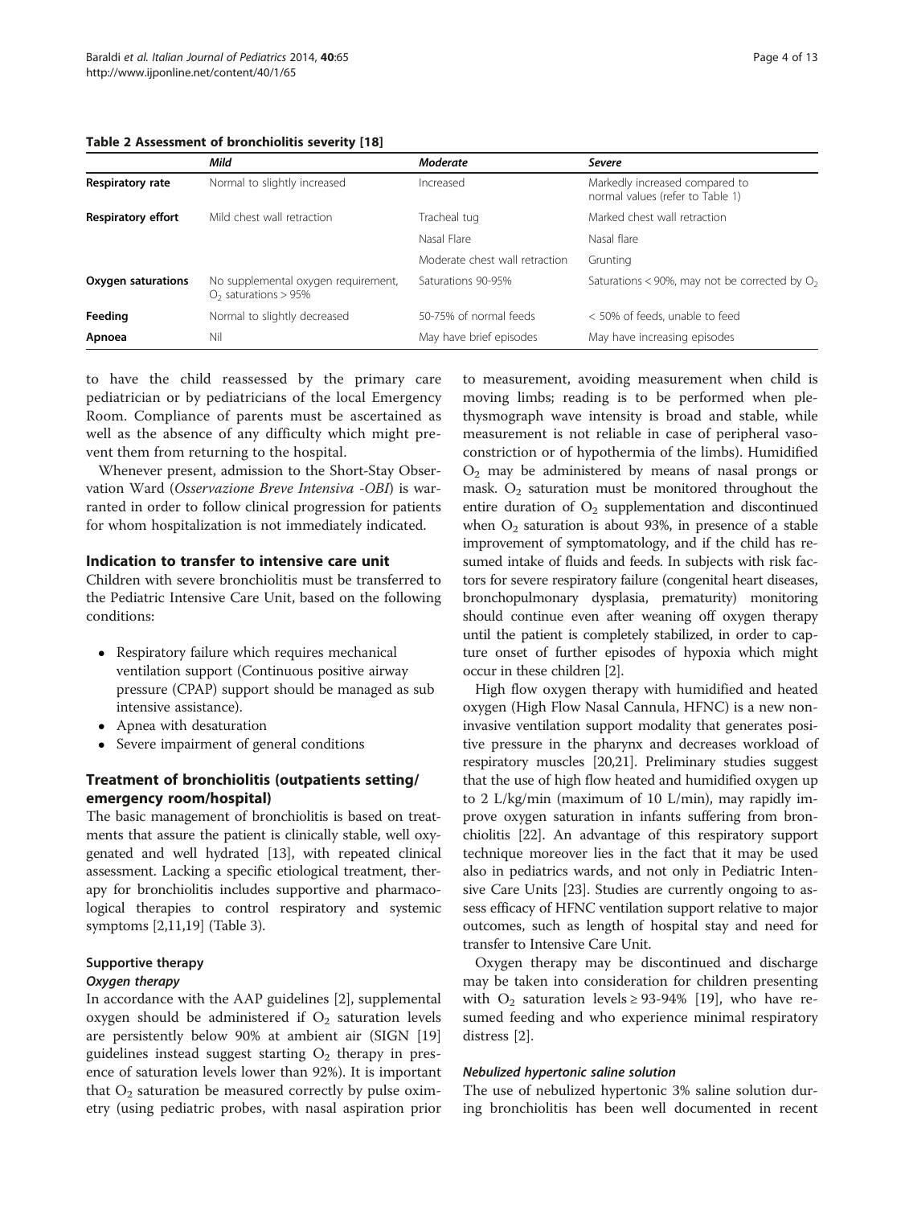**Table 2 Assessment of bronchiolitis severity [18]**

| | *Mild* | *Moderate* | *Severe* |
|---|---|---|---|
| **Respiratory rate** | Normal to slightly increased | Increased | Markedly increased compared to normal values (refer to Table 1) |
| **Respiratory effort** | Mild chest wall retraction | Tracheal tug | Marked chest wall retraction |
| | | Nasal Flare | Nasal flare |
| | | Moderate chest wall retraction | Grunting |
| **Oxygen saturations** | No supplemental oxygen requirement, $O_2$ saturations > 95% | Saturations 90-95% | Saturations < 90%, may not be corrected by $O_2$ |
| **Feeding** | Normal to slightly decreased | 50-75% of normal feeds | < 50% of feeds, unable to feed |
| **Apnoea** | Nil | May have brief episodes | May have increasing episodes |

to have the child reassessed by the primary care pediatrician or by pediatricians of the local Emergency Room. Compliance of parents must be ascertained as well as the absence of any difficulty which might prevent them from returning to the hospital.

Whenever present, admission to the Short-Stay Observation Ward (*Osservazione Breve Intensiva -OBI*) is warranted in order to follow clinical progression for patients for whom hospitalization is not immediately indicated.

## Indication to transfer to intensive care unit

Children with severe bronchiolitis must be transferred to the Pediatric Intensive Care Unit, based on the following conditions:

- Respiratory failure which requires mechanical ventilation support (Continuous positive airway pressure (CPAP) support should be managed as sub intensive assistance).
- Apnea with desaturation
- Severe impairment of general conditions

## Treatment of bronchiolitis (outpatients setting/emergency room/hospital)

The basic management of bronchiolitis is based on treatments that assure the patient is clinically stable, well oxygenated and well hydrated [13], with repeated clinical assessment. Lacking a specific etiological treatment, therapy for bronchiolitis includes supportive and pharmacological therapies to control respiratory and systemic symptoms [2,11,19] (Table 3).

### Supportive therapy

#### *Oxygen therapy*

In accordance with the AAP guidelines [2], supplemental oxygen should be administered if $O_2$ saturation levels are persistently below 90% at ambient air (SIGN [19] guidelines instead suggest starting $O_2$ therapy in presence of saturation levels lower than 92%). It is important that $O_2$ saturation be measured correctly by pulse oximetry (using pediatric probes, with nasal aspiration prior to measurement, avoiding measurement when child is moving limbs; reading is to be performed when plethysmograph wave intensity is broad and stable, while measurement is not reliable in case of peripheral vasoconstriction or of hypothermia of the limbs). Humidified $O_2$ may be administered by means of nasal prongs or mask. $O_2$ saturation must be monitored throughout the entire duration of $O_2$ supplementation and discontinued when $O_2$ saturation is about 93%, in presence of a stable improvement of symptomatology, and if the child has resumed intake of fluids and feeds. In subjects with risk factors for severe respiratory failure (congenital heart diseases, bronchopulmonary dysplasia, prematurity) monitoring should continue even after weaning off oxygen therapy until the patient is completely stabilized, in order to capture onset of further episodes of hypoxia which might occur in these children [2].

High flow oxygen therapy with humidified and heated oxygen (High Flow Nasal Cannula, HFNC) is a new non-invasive ventilation support modality that generates positive pressure in the pharynx and decreases workload of respiratory muscles [20,21]. Preliminary studies suggest that the use of high flow heated and humidified oxygen up to 2 L/kg/min (maximum of 10 L/min), may rapidly improve oxygen saturation in infants suffering from bronchiolitis [22]. An advantage of this respiratory support technique moreover lies in the fact that it may be used also in pediatrics wards, and not only in Pediatric Intensive Care Units [23]. Studies are currently ongoing to assess efficacy of HFNC ventilation support relative to major outcomes, such as length of hospital stay and need for transfer to Intensive Care Unit.

Oxygen therapy may be discontinued and discharge may be taken into consideration for children presenting with $O_2$ saturation levels ≥ 93-94% [19], who have resumed feeding and who experience minimal respiratory distress [2].

#### *Nebulized hypertonic saline solution*

The use of nebulized hypertonic 3% saline solution during bronchiolitis has been well documented in recent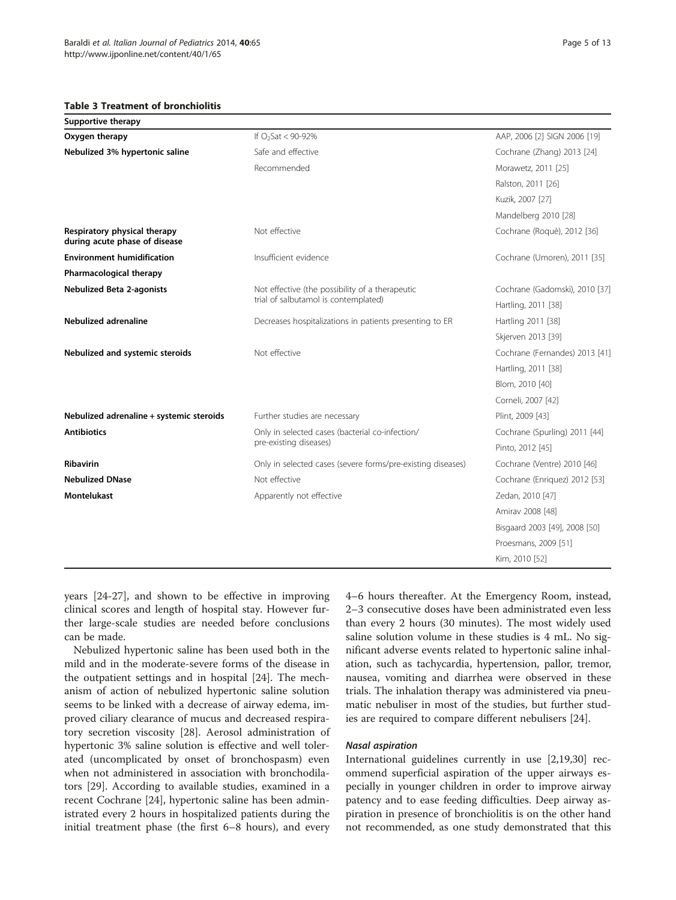**Table 3 Treatment of bronchiolitis**

| Supportive therapy | | |
|---|---|---|
| **Oxygen therapy** | If $O_2Sat < 90\text{-}92\%$ | AAP, 2006 [2] SIGN 2006 [19] |
| **Nebulized 3% hypertonic saline** | Safe and effective | Cochrane (Zhang) 2013 [24] |
| | Recommended | Morawetz, 2011 [25] |
| | | Ralston, 2011 [26] |
| | | Kuzik, 2007 [27] |
| | | Mandelberg 2010 [28] |
| **Respiratory physical therapy during acute phase of disease** | Not effective | Cochrane (Roquè), 2012 [36] |
| **Environment humidification** | Insufficient evidence | Cochrane (Umoren), 2011 [35] |
| **Pharmacological therapy** | | |
| **Nebulized Beta 2-agonists** | Not effective (the possibility of a therapeutic trial of salbutamol is contemplated) | Cochrane (Gadomski), 2010 [37] |
| | | Hartling, 2011 [38] |
| **Nebulized adrenaline** | Decreases hospitalizations in patients presenting to ER | Hartling 2011 [38] |
| | | Skjerven 2013 [39] |
| **Nebulized and systemic steroids** | Not effective | Cochrane (Fernandes) 2013 [41] |
| | | Hartling, 2011 [38] |
| | | Blom, 2010 [40] |
| | | Corneli, 2007 [42] |
| **Nebulized adrenaline + systemic steroids** | Further studies are necessary | Plint, 2009 [43] |
| **Antibiotics** | Only in selected cases (bacterial co-infection/ pre-existing diseases) | Cochrane (Spurling) 2011 [44] |
| | | Pinto, 2012 [45] |
| **Ribavirin** | Only in selected cases (severe forms/pre-existing diseases) | Cochrane (Ventre) 2010 [46] |
| **Nebulized DNase** | Not effective | Cochrane (Enriquez) 2012 [53] |
| **Montelukast** | Apparently not effective | Zedan, 2010 [47] |
| | | Amirav 2008 [48] |
| | | Bisgaard 2003 [49], 2008 [50] |
| | | Proesmans, 2009 [51] |
| | | Kim, 2010 [52] |

years [24-27], and shown to be effective in improving clinical scores and length of hospital stay. However further large-scale studies are needed before conclusions can be made.

Nebulized hypertonic saline has been used both in the mild and in the moderate-severe forms of the disease in the outpatient settings and in hospital [24]. The mechanism of action of nebulized hypertonic saline solution seems to be linked with a decrease of airway edema, improved ciliary clearance of mucus and decreased respiratory secretion viscosity [28]. Aerosol administration of hypertonic 3% saline solution is effective and well tolerated (uncomplicated by onset of bronchospasm) even when not administered in association with bronchodilators [29]. According to available studies, examined in a recent Cochrane [24], hypertonic saline has been administrated every 2 hours in hospitalized patients during the initial treatment phase (the first 6–8 hours), and every 4–6 hours thereafter. At the Emergency Room, instead, 2–3 consecutive doses have been administrated even less than every 2 hours (30 minutes). The most widely used saline solution volume in these studies is 4 mL. No significant adverse events related to hypertonic saline inhalation, such as tachycardia, hypertension, pallor, tremor, nausea, vomiting and diarrhea were observed in these trials. The inhalation therapy was administered via pneumatic nebuliser in most of the studies, but further studies are required to compare different nebulisers [24].

#### *Nasal aspiration*

International guidelines currently in use [2,19,30] recommend superficial aspiration of the upper airways especially in younger children in order to improve airway patency and to ease feeding difficulties. Deep airway aspiration in presence of bronchiolitis is on the other hand not recommended, as one study demonstrated that this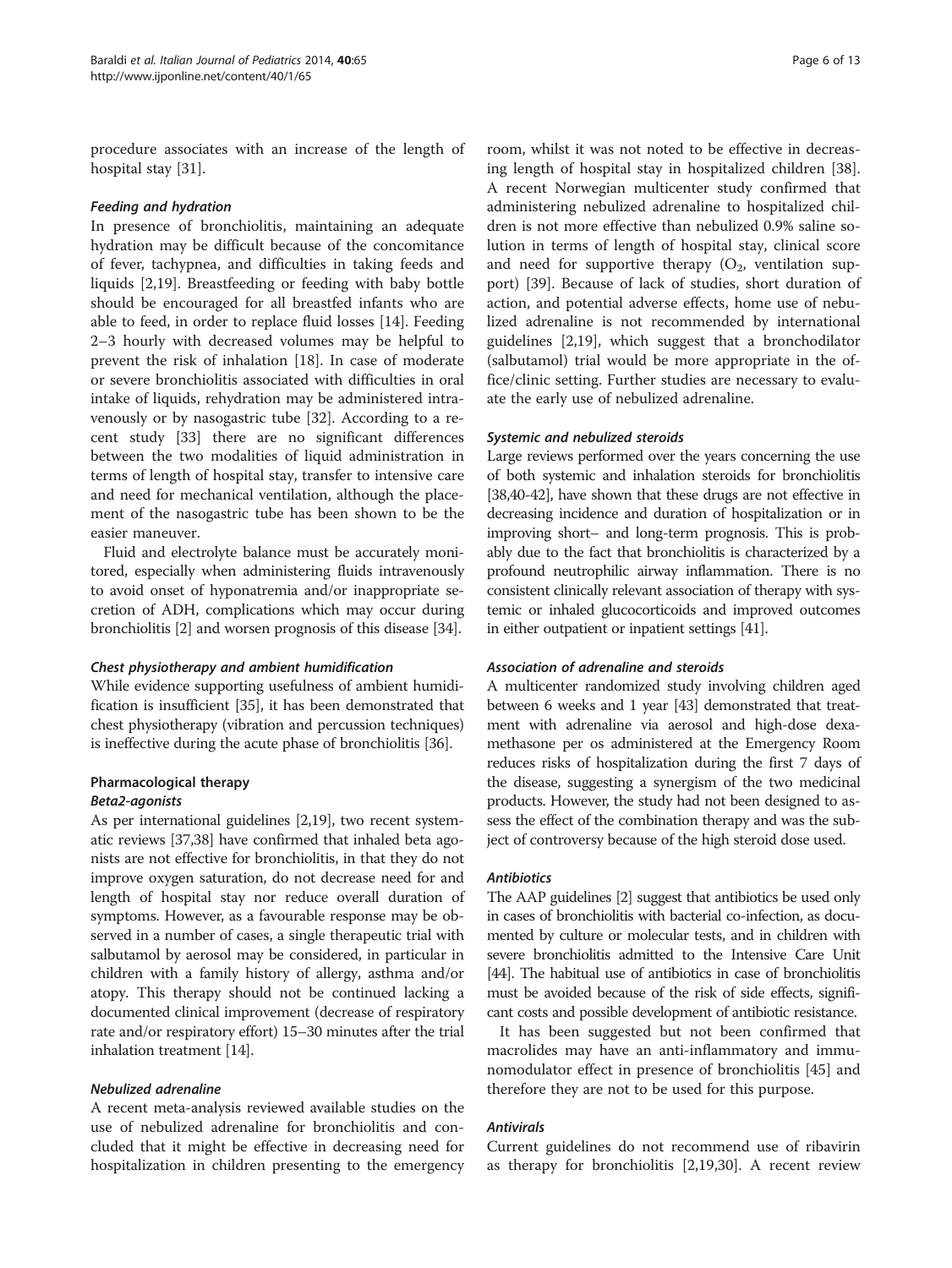procedure associates with an increase of the length of hospital stay [31].

#### *Feeding and hydration*

In presence of bronchiolitis, maintaining an adequate hydration may be difficult because of the concomitance of fever, tachypnea, and difficulties in taking feeds and liquids [2,19]. Breastfeeding or feeding with baby bottle should be encouraged for all breastfed infants who are able to feed, in order to replace fluid losses [14]. Feeding 2–3 hourly with decreased volumes may be helpful to prevent the risk of inhalation [18]. In case of moderate or severe bronchiolitis associated with difficulties in oral intake of liquids, rehydration may be administered intravenously or by nasogastric tube [32]. According to a recent study [33] there are no significant differences between the two modalities of liquid administration in terms of length of hospital stay, transfer to intensive care and need for mechanical ventilation, although the placement of the nasogastric tube has been shown to be the easier maneuver.

Fluid and electrolyte balance must be accurately monitored, especially when administering fluids intravenously to avoid onset of hyponatremia and/or inappropriate secretion of ADH, complications which may occur during bronchiolitis [2] and worsen prognosis of this disease [34].

#### *Chest physiotherapy and ambient humidification*

While evidence supporting usefulness of ambient humidification is insufficient [35], it has been demonstrated that chest physiotherapy (vibration and percussion techniques) is ineffective during the acute phase of bronchiolitis [36].

### Pharmacological therapy

#### *Beta2-agonists*

As per international guidelines [2,19], two recent systematic reviews [37,38] have confirmed that inhaled beta agonists are not effective for bronchiolitis, in that they do not improve oxygen saturation, do not decrease need for and length of hospital stay nor reduce overall duration of symptoms. However, as a favourable response may be observed in a number of cases, a single therapeutic trial with salbutamol by aerosol may be considered, in particular in children with a family history of allergy, asthma and/or atopy. This therapy should not be continued lacking a documented clinical improvement (decrease of respiratory rate and/or respiratory effort) 15–30 minutes after the trial inhalation treatment [14].

#### *Nebulized adrenaline*

A recent meta-analysis reviewed available studies on the use of nebulized adrenaline for bronchiolitis and concluded that it might be effective in decreasing need for hospitalization in children presenting to the emergency room, whilst it was not noted to be effective in decreasing length of hospital stay in hospitalized children [38]. A recent Norwegian multicenter study confirmed that administering nebulized adrenaline to hospitalized children is not more effective than nebulized 0.9% saline solution in terms of length of hospital stay, clinical score and need for supportive therapy ($O_2$, ventilation support) [39]. Because of lack of studies, short duration of action, and potential adverse effects, home use of nebulized adrenaline is not recommended by international guidelines [2,19], which suggest that a bronchodilator (salbutamol) trial would be more appropriate in the office/clinic setting. Further studies are necessary to evaluate the early use of nebulized adrenaline.

#### *Systemic and nebulized steroids*

Large reviews performed over the years concerning the use of both systemic and inhalation steroids for bronchiolitis [38,40-42], have shown that these drugs are not effective in decreasing incidence and duration of hospitalization or in improving short– and long-term prognosis. This is probably due to the fact that bronchiolitis is characterized by a profound neutrophilic airway inflammation. There is no consistent clinically relevant association of therapy with systemic or inhaled glucocorticoids and improved outcomes in either outpatient or inpatient settings [41].

#### *Association of adrenaline and steroids*

A multicenter randomized study involving children aged between 6 weeks and 1 year [43] demonstrated that treatment with adrenaline via aerosol and high-dose dexamethasone per os administered at the Emergency Room reduces risks of hospitalization during the first 7 days of the disease, suggesting a synergism of the two medicinal products. However, the study had not been designed to assess the effect of the combination therapy and was the subject of controversy because of the high steroid dose used.

#### *Antibiotics*

The AAP guidelines [2] suggest that antibiotics be used only in cases of bronchiolitis with bacterial co-infection, as documented by culture or molecular tests, and in children with severe bronchiolitis admitted to the Intensive Care Unit [44]. The habitual use of antibiotics in case of bronchiolitis must be avoided because of the risk of side effects, significant costs and possible development of antibiotic resistance.

It has been suggested but not been confirmed that macrolides may have an anti-inflammatory and immunomodulator effect in presence of bronchiolitis [45] and therefore they are not to be used for this purpose.

#### *Antivirals*

Current guidelines do not recommend use of ribavirin as therapy for bronchiolitis [2,19,30]. A recent review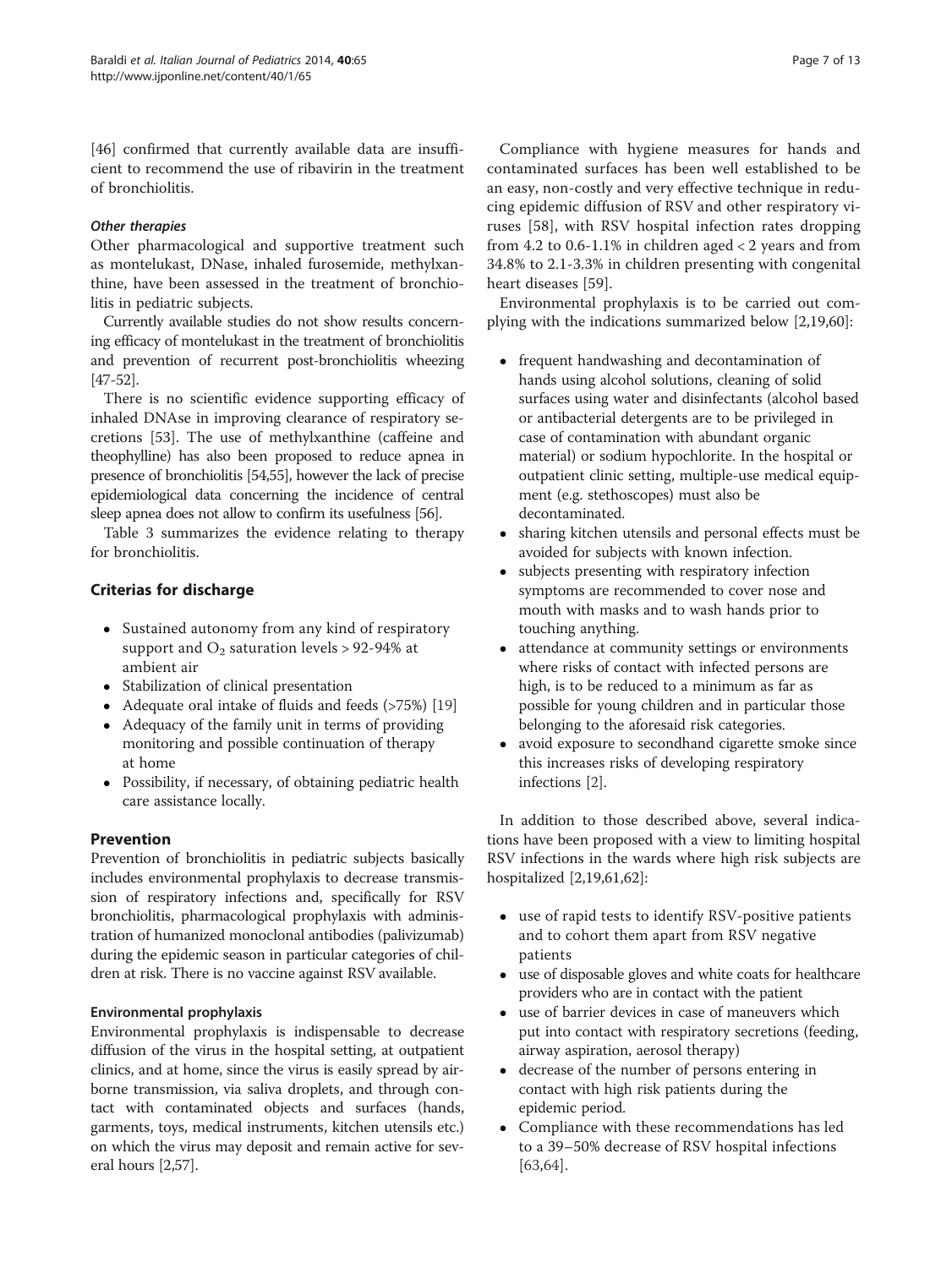[46] confirmed that currently available data are insufficient to recommend the use of ribavirin in the treatment of bronchiolitis.

#### *Other therapies*

Other pharmacological and supportive treatment such as montelukast, DNase, inhaled furosemide, methylxanthine, have been assessed in the treatment of bronchiolitis in pediatric subjects.

Currently available studies do not show results concerning efficacy of montelukast in the treatment of bronchiolitis and prevention of recurrent post-bronchiolitis wheezing [47-52].

There is no scientific evidence supporting efficacy of inhaled DNAse in improving clearance of respiratory secretions [53]. The use of methylxanthine (caffeine and theophylline) has also been proposed to reduce apnea in presence of bronchiolitis [54,55], however the lack of precise epidemiological data concerning the incidence of central sleep apnea does not allow to confirm its usefulness [56].

Table 3 summarizes the evidence relating to therapy for bronchiolitis.

## Criterias for discharge

- Sustained autonomy from any kind of respiratory support and $O_2$ saturation levels > 92-94% at ambient air
- Stabilization of clinical presentation
- Adequate oral intake of fluids and feeds (>75%) [19]
- Adequacy of the family unit in terms of providing monitoring and possible continuation of therapy at home
- Possibility, if necessary, of obtaining pediatric health care assistance locally.

## Prevention

Prevention of bronchiolitis in pediatric subjects basically includes environmental prophylaxis to decrease transmission of respiratory infections and, specifically for RSV bronchiolitis, pharmacological prophylaxis with administration of humanized monoclonal antibodies (palivizumab) during the epidemic season in particular categories of children at risk. There is no vaccine against RSV available.

### Environmental prophylaxis

Environmental prophylaxis is indispensable to decrease diffusion of the virus in the hospital setting, at outpatient clinics, and at home, since the virus is easily spread by airborne transmission, via saliva droplets, and through contact with contaminated objects and surfaces (hands, garments, toys, medical instruments, kitchen utensils etc.) on which the virus may deposit and remain active for several hours [2,57].

Compliance with hygiene measures for hands and contaminated surfaces has been well established to be an easy, non-costly and very effective technique in reducing epidemic diffusion of RSV and other respiratory viruses [58], with RSV hospital infection rates dropping from 4.2 to 0.6-1.1% in children aged < 2 years and from 34.8% to 2.1-3.3% in children presenting with congenital heart diseases [59].

Environmental prophylaxis is to be carried out complying with the indications summarized below [2,19,60]:

- frequent handwashing and decontamination of hands using alcohol solutions, cleaning of solid surfaces using water and disinfectants (alcohol based or antibacterial detergents are to be privileged in case of contamination with abundant organic material) or sodium hypochlorite. In the hospital or outpatient clinic setting, multiple-use medical equipment (e.g. stethoscopes) must also be decontaminated.
- sharing kitchen utensils and personal effects must be avoided for subjects with known infection.
- subjects presenting with respiratory infection symptoms are recommended to cover nose and mouth with masks and to wash hands prior to touching anything.
- attendance at community settings or environments where risks of contact with infected persons are high, is to be reduced to a minimum as far as possible for young children and in particular those belonging to the aforesaid risk categories.
- avoid exposure to secondhand cigarette smoke since this increases risks of developing respiratory infections [2].

In addition to those described above, several indications have been proposed with a view to limiting hospital RSV infections in the wards where high risk subjects are hospitalized [2,19,61,62]:

- use of rapid tests to identify RSV-positive patients and to cohort them apart from RSV negative patients
- use of disposable gloves and white coats for healthcare providers who are in contact with the patient
- use of barrier devices in case of maneuvers which put into contact with respiratory secretions (feeding, airway aspiration, aerosol therapy)
- decrease of the number of persons entering in contact with high risk patients during the epidemic period.
- Compliance with these recommendations has led to a 39–50% decrease of RSV hospital infections [63,64].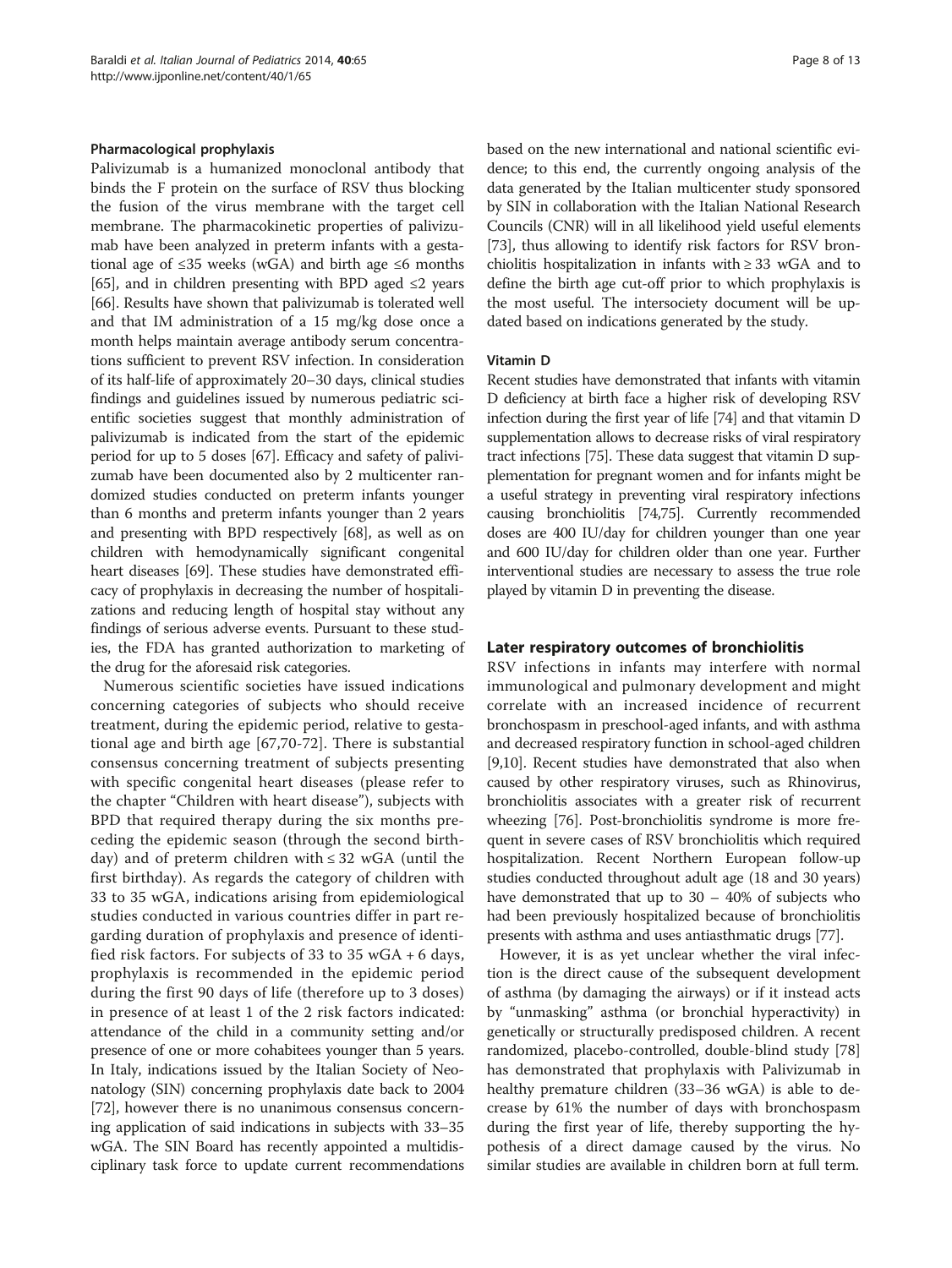### Pharmacological prophylaxis

Palivizumab is a humanized monoclonal antibody that binds the F protein on the surface of RSV thus blocking the fusion of the virus membrane with the target cell membrane. The pharmacokinetic properties of palivizumab have been analyzed in preterm infants with a gestational age of ≤35 weeks (wGA) and birth age ≤6 months [65], and in children presenting with BPD aged ≤2 years [66]. Results have shown that palivizumab is tolerated well and that IM administration of a 15 mg/kg dose once a month helps maintain average antibody serum concentrations sufficient to prevent RSV infection. In consideration of its half-life of approximately 20–30 days, clinical studies findings and guidelines issued by numerous pediatric scientific societies suggest that monthly administration of palivizumab is indicated from the start of the epidemic period for up to 5 doses [67]. Efficacy and safety of palivizumab have been documented also by 2 multicenter randomized studies conducted on preterm infants younger than 6 months and preterm infants younger than 2 years and presenting with BPD respectively [68], as well as on children with hemodynamically significant congenital heart diseases [69]. These studies have demonstrated efficacy of prophylaxis in decreasing the number of hospitalizations and reducing length of hospital stay without any findings of serious adverse events. Pursuant to these studies, the FDA has granted authorization to marketing of the drug for the aforesaid risk categories.

Numerous scientific societies have issued indications concerning categories of subjects who should receive treatment, during the epidemic period, relative to gestational age and birth age [67,70-72]. There is substantial consensus concerning treatment of subjects presenting with specific congenital heart diseases (please refer to the chapter "Children with heart disease"), subjects with BPD that required therapy during the six months preceding the epidemic season (through the second birthday) and of preterm children with ≤ 32 wGA (until the first birthday). As regards the category of children with 33 to 35 wGA, indications arising from epidemiological studies conducted in various countries differ in part regarding duration of prophylaxis and presence of identified risk factors. For subjects of 33 to 35 wGA + 6 days, prophylaxis is recommended in the epidemic period during the first 90 days of life (therefore up to 3 doses) in presence of at least 1 of the 2 risk factors indicated: attendance of the child in a community setting and/or presence of one or more cohabitees younger than 5 years. In Italy, indications issued by the Italian Society of Neonatology (SIN) concerning prophylaxis date back to 2004 [72], however there is no unanimous consensus concerning application of said indications in subjects with 33–35 wGA. The SIN Board has recently appointed a multidisciplinary task force to update current recommendations based on the new international and national scientific evidence; to this end, the currently ongoing analysis of the data generated by the Italian multicenter study sponsored by SIN in collaboration with the Italian National Research Councils (CNR) will in all likelihood yield useful elements [73], thus allowing to identify risk factors for RSV bronchiolitis hospitalization in infants with ≥ 33 wGA and to define the birth age cut-off prior to which prophylaxis is the most useful. The intersociety document will be updated based on indications generated by the study.

### Vitamin D

Recent studies have demonstrated that infants with vitamin D deficiency at birth face a higher risk of developing RSV infection during the first year of life [74] and that vitamin D supplementation allows to decrease risks of viral respiratory tract infections [75]. These data suggest that vitamin D supplementation for pregnant women and for infants might be a useful strategy in preventing viral respiratory infections causing bronchiolitis [74,75]. Currently recommended doses are 400 IU/day for children younger than one year and 600 IU/day for children older than one year. Further interventional studies are necessary to assess the true role played by vitamin D in preventing the disease.

## Later respiratory outcomes of bronchiolitis

RSV infections in infants may interfere with normal immunological and pulmonary development and might correlate with an increased incidence of recurrent bronchospasm in preschool-aged infants, and with asthma and decreased respiratory function in school-aged children [9,10]. Recent studies have demonstrated that also when caused by other respiratory viruses, such as Rhinovirus, bronchiolitis associates with a greater risk of recurrent wheezing [76]. Post-bronchiolitis syndrome is more frequent in severe cases of RSV bronchiolitis which required hospitalization. Recent Northern European follow-up studies conducted throughout adult age (18 and 30 years) have demonstrated that up to 30 – 40% of subjects who had been previously hospitalized because of bronchiolitis presents with asthma and uses antiasthmatic drugs [77].

However, it is as yet unclear whether the viral infection is the direct cause of the subsequent development of asthma (by damaging the airways) or if it instead acts by "unmasking" asthma (or bronchial hyperactivity) in genetically or structurally predisposed children. A recent randomized, placebo-controlled, double-blind study [78] has demonstrated that prophylaxis with Palivizumab in healthy premature children (33–36 wGA) is able to decrease by 61% the number of days with bronchospasm during the first year of life, thereby supporting the hypothesis of a direct damage caused by the virus. No similar studies are available in children born at full term.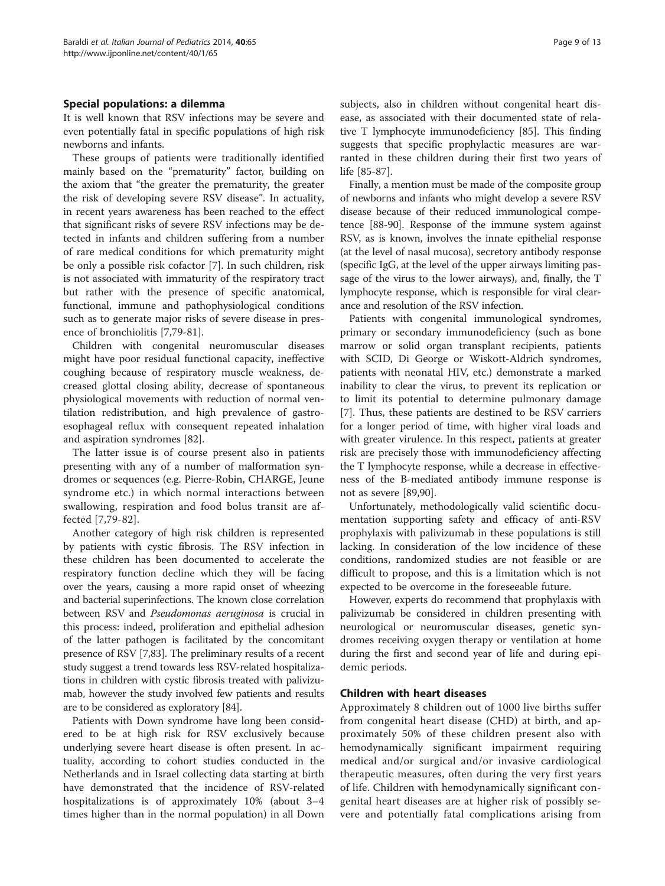## Special populations: a dilemma

It is well known that RSV infections may be severe and even potentially fatal in specific populations of high risk newborns and infants.

These groups of patients were traditionally identified mainly based on the "prematurity" factor, building on the axiom that "the greater the prematurity, the greater the risk of developing severe RSV disease". In actuality, in recent years awareness has been reached to the effect that significant risks of severe RSV infections may be detected in infants and children suffering from a number of rare medical conditions for which prematurity might be only a possible risk cofactor [7]. In such children, risk is not associated with immaturity of the respiratory tract but rather with the presence of specific anatomical, functional, immune and pathophysiological conditions such as to generate major risks of severe disease in presence of bronchiolitis [7,79-81].

Children with congenital neuromuscular diseases might have poor residual functional capacity, ineffective coughing because of respiratory muscle weakness, decreased glottal closing ability, decrease of spontaneous physiological movements with reduction of normal ventilation redistribution, and high prevalence of gastroesophageal reflux with consequent repeated inhalation and aspiration syndromes [82].

The latter issue is of course present also in patients presenting with any of a number of malformation syndromes or sequences (e.g. Pierre-Robin, CHARGE, Jeune syndrome etc.) in which normal interactions between swallowing, respiration and food bolus transit are affected [7,79-82].

Another category of high risk children is represented by patients with cystic fibrosis. The RSV infection in these children has been documented to accelerate the respiratory function decline which they will be facing over the years, causing a more rapid onset of wheezing and bacterial superinfections. The known close correlation between RSV and *Pseudomonas aeruginosa* is crucial in this process: indeed, proliferation and epithelial adhesion of the latter pathogen is facilitated by the concomitant presence of RSV [7,83]. The preliminary results of a recent study suggest a trend towards less RSV-related hospitalizations in children with cystic fibrosis treated with palivizumab, however the study involved few patients and results are to be considered as exploratory [84].

Patients with Down syndrome have long been considered to be at high risk for RSV exclusively because underlying severe heart disease is often present. In actuality, according to cohort studies conducted in the Netherlands and in Israel collecting data starting at birth have demonstrated that the incidence of RSV-related hospitalizations is of approximately 10% (about 3–4 times higher than in the normal population) in all Down subjects, also in children without congenital heart disease, as associated with their documented state of relative T lymphocyte immunodeficiency [85]. This finding suggests that specific prophylactic measures are warranted in these children during their first two years of life [85-87].

Finally, a mention must be made of the composite group of newborns and infants who might develop a severe RSV disease because of their reduced immunological competence [88-90]. Response of the immune system against RSV, as is known, involves the innate epithelial response (at the level of nasal mucosa), secretory antibody response (specific IgG, at the level of the upper airways limiting passage of the virus to the lower airways), and, finally, the T lymphocyte response, which is responsible for viral clearance and resolution of the RSV infection.

Patients with congenital immunological syndromes, primary or secondary immunodeficiency (such as bone marrow or solid organ transplant recipients, patients with SCID, Di George or Wiskott-Aldrich syndromes, patients with neonatal HIV, etc.) demonstrate a marked inability to clear the virus, to prevent its replication or to limit its potential to determine pulmonary damage [7]. Thus, these patients are destined to be RSV carriers for a longer period of time, with higher viral loads and with greater virulence. In this respect, patients at greater risk are precisely those with immunodeficiency affecting the T lymphocyte response, while a decrease in effectiveness of the B-mediated antibody immune response is not as severe [89,90].

Unfortunately, methodologically valid scientific documentation supporting safety and efficacy of anti-RSV prophylaxis with palivizumab in these populations is still lacking. In consideration of the low incidence of these conditions, randomized studies are not feasible or are difficult to propose, and this is a limitation which is not expected to be overcome in the foreseeable future.

However, experts do recommend that prophylaxis with palivizumab be considered in children presenting with neurological or neuromuscular diseases, genetic syndromes receiving oxygen therapy or ventilation at home during the first and second year of life and during epidemic periods.

## Children with heart diseases

Approximately 8 children out of 1000 live births suffer from congenital heart disease (CHD) at birth, and approximately 50% of these children present also with hemodynamically significant impairment requiring medical and/or surgical and/or invasive cardiological therapeutic measures, often during the very first years of life. Children with hemodynamically significant congenital heart diseases are at higher risk of possibly severe and potentially fatal complications arising from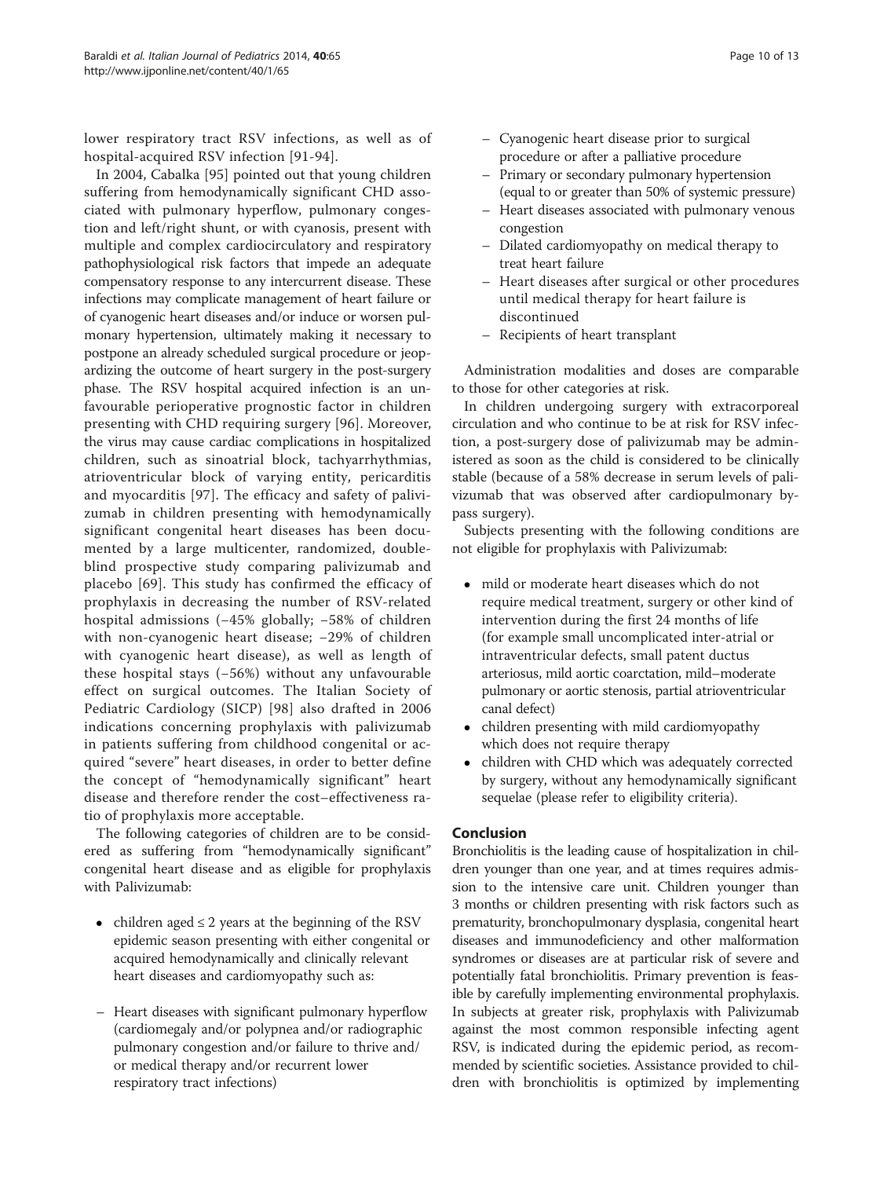lower respiratory tract RSV infections, as well as of hospital-acquired RSV infection [91-94].

In 2004, Cabalka [95] pointed out that young children suffering from hemodynamically significant CHD associated with pulmonary hyperflow, pulmonary congestion and left/right shunt, or with cyanosis, present with multiple and complex cardiocirculatory and respiratory pathophysiological risk factors that impede an adequate compensatory response to any intercurrent disease. These infections may complicate management of heart failure or of cyanogenic heart diseases and/or induce or worsen pulmonary hypertension, ultimately making it necessary to postpone an already scheduled surgical procedure or jeopardizing the outcome of heart surgery in the post-surgery phase. The RSV hospital acquired infection is an unfavourable perioperative prognostic factor in children presenting with CHD requiring surgery [96]. Moreover, the virus may cause cardiac complications in hospitalized children, such as sinoatrial block, tachyarrhythmias, atrioventricular block of varying entity, pericarditis and myocarditis [97]. The efficacy and safety of palivizumab in children presenting with hemodynamically significant congenital heart diseases has been documented by a large multicenter, randomized, double-blind prospective study comparing palivizumab and placebo [69]. This study has confirmed the efficacy of prophylaxis in decreasing the number of RSV-related hospital admissions (−45% globally; −58% of children with non-cyanogenic heart disease; −29% of children with cyanogenic heart disease), as well as length of these hospital stays (−56%) without any unfavourable effect on surgical outcomes. The Italian Society of Pediatric Cardiology (SICP) [98] also drafted in 2006 indications concerning prophylaxis with palivizumab in patients suffering from childhood congenital or acquired "severe" heart diseases, in order to better define the concept of "hemodynamically significant" heart disease and therefore render the cost–effectiveness ratio of prophylaxis more acceptable.

The following categories of children are to be considered as suffering from "hemodynamically significant" congenital heart disease and as eligible for prophylaxis with Palivizumab:

- children aged ≤ 2 years at the beginning of the RSV epidemic season presenting with either congenital or acquired hemodynamically and clinically relevant heart diseases and cardiomyopathy such as:

  – Heart diseases with significant pulmonary hyperflow (cardiomegaly and/or polypnea and/or radiographic pulmonary congestion and/or failure to thrive and/ or medical therapy and/or recurrent lower respiratory tract infections)
  – Cyanogenic heart disease prior to surgical procedure or after a palliative procedure
  – Primary or secondary pulmonary hypertension (equal to or greater than 50% of systemic pressure)
  – Heart diseases associated with pulmonary venous congestion
  – Dilated cardiomyopathy on medical therapy to treat heart failure
  – Heart diseases after surgical or other procedures until medical therapy for heart failure is discontinued
  – Recipients of heart transplant

Administration modalities and doses are comparable to those for other categories at risk.

In children undergoing surgery with extracorporeal circulation and who continue to be at risk for RSV infection, a post-surgery dose of palivizumab may be administered as soon as the child is considered to be clinically stable (because of a 58% decrease in serum levels of palivizumab that was observed after cardiopulmonary bypass surgery).

Subjects presenting with the following conditions are not eligible for prophylaxis with Palivizumab:

- mild or moderate heart diseases which do not require medical treatment, surgery or other kind of intervention during the first 24 months of life (for example small uncomplicated inter-atrial or intraventricular defects, small patent ductus arteriosus, mild aortic coarctation, mild–moderate pulmonary or aortic stenosis, partial atrioventricular canal defect)
- children presenting with mild cardiomyopathy which does not require therapy
- children with CHD which was adequately corrected by surgery, without any hemodynamically significant sequelae (please refer to eligibility criteria).

## Conclusion

Bronchiolitis is the leading cause of hospitalization in children younger than one year, and at times requires admission to the intensive care unit. Children younger than 3 months or children presenting with risk factors such as prematurity, bronchopulmonary dysplasia, congenital heart diseases and immunodeficiency and other malformation syndromes or diseases are at particular risk of severe and potentially fatal bronchiolitis. Primary prevention is feasible by carefully implementing environmental prophylaxis. In subjects at greater risk, prophylaxis with Palivizumab against the most common responsible infecting agent RSV, is indicated during the epidemic period, as recommended by scientific societies. Assistance provided to children with bronchiolitis is optimized by implementing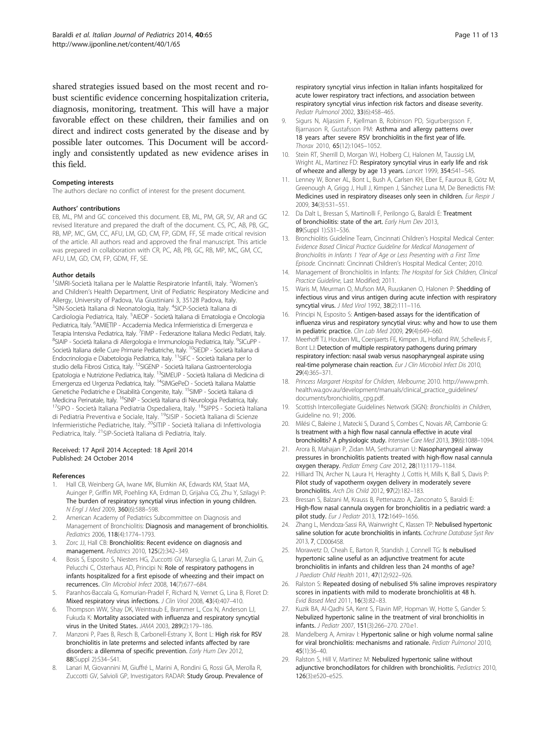shared strategies issued based on the most recent and robust scientific evidence concerning hospitalization criteria, diagnosis, monitoring, treatment. This will have a major favorable effect on these children, their families and on direct and indirect costs generated by the disease and by possible later outcomes. This Document will be accordingly and consistently updated as new evidence arises in this field.

#### Competing interests

The authors declare no conflict of interest for the present document.

#### Authors' contributions

EB, ML, PM and GC conceived this document. EB, ML, PM, GR, SV, AR and GC revised literature and prepared the draft of the document. CS, PC, AB, PB, GC, RB, MP, MC, GM, CC, AFU, LM, GD, CM, FP, GDM, FF, SE made critical revision of the article. All authors read and approved the final manuscript. This article was prepared in collaboration with CR, PC, AB, PB, GC, RB, MP, MC, GM, CC, AFU, LM, GD, CM, FP, GDM, FF, SE.

#### Author details

[1]SIMRI-Società Italiana per le Malattie Respiratorie Infantili, Italy. [2]Women's and Children's Health Department, Unit of Pediatric Respiratory Medicine and Allergy, University of Padova, Via Giustiniani 3, 35128 Padova, Italy. [3]SIN-Società Italiana di Neonatologia, Italy. [4]SICP-Società Italiana di Cardiologia Pediatrica, Italy. [5]AIEOP - Società Italiana di Ematologia e Oncologia Pediatrica, Italy. [6]AMIETIP - Accademia Medica Infermieristica di Emergenza e Terapia Intensiva Pediatrica, Italy. [7]FIMP - Federazione Italiana Medici Pediatri, Italy. [8]SIAIP - Società Italiana di Allergologia e Immunologia Pediatrica, Italy. [9]SICuPP - Società Italiana delle Cure Primarie Pediatriche, Italy. [10]SIEDP - Società Italiana di Endocrinologia e Diabetologia Pediatrica, Italy. [11]SIFC - Società Italiana per lo studio della Fibrosi Cistica, Italy. [12]SIGENP - Società Italiana Gastroenterologia Epatologia e Nutrizione Pediatrica, Italy. [13]SIMEUP - Società Italiana di Medicina di Emergenza ed Urgenza Pediatrica, Italy. [14]SIMGePeD - Società Italiana Malattie Genetiche Pediatriche e Disabilità Congenite, Italy. [15]SIMP - Società Italiana di Medicina Perinatale, Italy. [16]SINP - Società Italiana di Neurologia Pediatrica, Italy. [17]SIPO - Società Italiana Pediatria Ospedaliera, Italy. [18]SIPPS - Società Italiana di Pediatria Preventiva e Sociale, Italy. [19]SISIP - Società Italiana di Scienze Infermieristiche Pediatriche, Italy. [20]SITIP - Società Italiana di Infettivologia Pediatrica, Italy. [21]SIP-Società Italiana di Pediatria, Italy.

Received: 17 April 2014 Accepted: 18 April 2014
Published: 24 October 2014

#### References

1. Hall CB, Weinberg GA, Iwane MK, Blumkin AK, Edwards KM, Staat MA, Auinger P, Griffin MR, Poehling KA, Erdman D, Grijalva CG, Zhu Y, Szilagyi P: **The burden of respiratory syncytial virus infection in young children.** *N Engl J Med* 2009, **360**(6):588–598.
2. American Academy of Pediatrics Subcommittee on Diagnosis and Management of Bronchiolitis: **Diagnosis and management of bronchiolitis.** *Pediatrics* 2006, **118**(4):1774–1793.
3. Zorc JJ, Hall CB: **Bronchiolitis: Recent evidence on diagnosis and management.** *Pediatrics* 2010, **125**(2):342–349.
4. Bosis S, Esposito S, Niesters HG, Zuccotti GV, Marseglia G, Lanari M, Zuin G, Pelucchi C, Osterhaus AD, Principi N: **Role of respiratory pathogens in infants hospitalized for a first episode of wheezing and their impact on recurrences.** *Clin Microbiol Infect* 2008, **14**(7):677–684.
5. Paranhos-Baccala G, Komurian-Pradel F, Richard N, Vernet G, Lina B, Floret D: **Mixed respiratory virus infections.** *J Clin Virol* 2008, **43**(4):407–410.
6. Thompson WW, Shay DK, Weintraub E, Brammer L, Cox N, Anderson LJ, Fukuda K: **Mortality associated with influenza and respiratory syncytial virus in the United States.** *JAMA* 2003, **289**(2):179–186.
7. Manzoni P, Paes B, Resch B, Carbonell-Estrany X, Bont L: **High risk for RSV bronchiolitis in late preterms and selected infants affected by rare disorders: a dilemma of specific prevention.** *Early Hum Dev* 2012, **88**(Suppl 2):S34–S41.
8. Lanari M, Giovannini M, Giuffré L, Marini A, Rondini G, Rossi GA, Merolla R, Zuccotti GV, Salvioli GP, Investigators RADAR: **Study Group. Prevalence of respiratory syncytial virus infection in Italian infants hospitalized for acute lower respiratory tract infections, and association between respiratory syncytial virus infection risk factors and disease severity.** *Pediatr Pulmonol* 2002, **33**(6):458–465.
9. Sigurs N, Aljassim F, Kjellman B, Robinson PD, Sigurbergsson F, Bjarnason R, Gustafsson PM: **Asthma and allergy patterns over 18 years after severe RSV bronchiolitis in the first year of life.** *Thorax* 2010, **65**(12):1045–1052.
10. Stein RT, Sherrill D, Morgan WJ, Holberg CJ, Halonen M, Taussig LM, Wright AL, Martinez FD: **Respiratory syncytial virus in early life and risk of wheeze and allergy by age 13 years.** *Lancet* 1999, **354**:541–545.
11. Lenney W, Boner AL, Bont L, Bush A, Carlsen KH, Eber E, Fauroux B, Götz M, Greenough A, Grigg J, Hull J, Kimpen J, Sánchez Luna M, De Benedictis FM: **Medicines used in respiratory diseases only seen in children.** *Eur Respir J* 2009, **34**(3):531–551.
12. Da Dalt L, Bressan S, Martinolli F, Perilongo G, Baraldi E: **Treatment of bronchiolitis: state of the art.** *Early Hum Dev* 2013, **89**(Suppl 1):S31–S36.
13. Bronchiolitis Guideline Team, Cincinnati Children's Hospital Medical Center: *Evidence Based Clinical Practice Guideline for Medical Management of Bronchiolitis in Infants 1 Year of Age or Less Presenting with a First Time Episode.* Cincinnati: Cincinnati Children's Hospital Medical Center; 2010.
14. Management of Bronchiolitis in Infants: *The Hospital for Sick Children, Clinical Practice Guideline*, Last Modified; 2011.
15. Waris M, Meurman O, Mufson MA, Ruuskanen O, Halonen P: **Shedding of infectious virus and virus antigen during acute infection with respiratory syncytial virus.** *J Med Virol* 1992, **38**(2):111–116.
16. Principi N, Esposito S: **Antigen-based assays for the identification of influenza virus and respiratory syncytial virus: why and how to use them in pediatric practice.** *Clin Lab Med* 2009, **29**(4):649–660.
17. Meerhoff TJ, Houben ML, Coenjaerts FE, Kimpen JL, Hofland RW, Schellevis F, Bont LJ: **Detection of multiple respiratory pathogens during primary respiratory infection: nasal swab versus nasopharyngeal aspirate using real-time polymerase chain reaction.** *Eur J Clin Microbiol Infect Dis* 2010, **29**(4):365–371.
18. *Princess Margaret Hospital for Children, Melbourne*; 2010. http://www.pmh.health.wa.gov.au/development/manuals/clinical_practice_guidelines/documents/bronchiolitis_cpg.pdf.
19. Scottish Intercollegiate Guidelines Network (SIGN): *Bronchiolitis in Children*, Guideline no. 91; 2006.
20. Milési C, Baleine J, Matecki S, Durand S, Combes C, Novais AR, Cambonie G: **Is treatment with a high flow nasal cannula effective in acute viral bronchiolitis? A physiologic study.** *Intensive Care Med* 2013, **39**(6):1088–1094.
21. Arora B, Mahajan P, Zidan MA, Sethuraman U: **Nasopharyngeal airway pressures in bronchiolitis patients treated with high-flow nasal cannula oxygen therapy.** *Pediatr Emerg Care* 2012, **28**(11):1179–1184.
22. Hilliard TN, Archer N, Laura H, Heraghty J, Cottis H, Mills K, Ball S, Davis P: **Pilot study of vapotherm oxygen delivery in moderately severe bronchiolitis.** *Arch Dis Child* 2012, **97**(2):182–183.
23. Bressan S, Balzani M, Krauss B, Pettenazzo A, Zanconato S, Baraldi E: **High-flow nasal cannula oxygen for bronchiolitis in a pediatric ward: a pilot study.** *Eur J Pediatr* 2013, **172**:1649–1656.
24. Zhang L, Mendoza-Sassi RA, Wainwright C, Klassen TP: **Nebulised hypertonic saline solution for acute bronchiolitis in infants.** *Cochrane Database Syst Rev* 2013, **7**, CD006458.
25. Morawetz D, Cheah E, Barton R, Standish J, Connell TG: **Is nebulised hypertonic saline useful as an adjunctive treatment for acute bronchiolitis in infants and children less than 24 months of age?** *J Paediatr Child Health* 2011, **47**(12):922–926.
26. Ralston S: **Repeated dosing of nebulised 5% saline improves respiratory scores in inpatients with mild to moderate bronchiolitis at 48 h.** *Evid Based Med* 2011, **16**(3):82–83.
27. Kuzik BA, Al-Qadhi SA, Kent S, Flavin MP, Hopman W, Hotte S, Gander S: **Nebulized hypertonic saline in the treatment of viral bronchiolitis in infants.** *J Pediatr* 2007, **151**(3):266–270. 270.e1.
28. Mandelberg A, Amirav I: **Hypertonic saline or high volume normal saline for viral bronchiolitis: mechanisms and rationale.** *Pediatr Pulmonol* 2010, **45**(1):36–40.
29. Ralston S, Hill V, Martinez M: **Nebulized hypertonic saline without adjunctive bronchodilators for children with bronchiolitis.** *Pediatrics* 2010, **126**(3):e520–e525.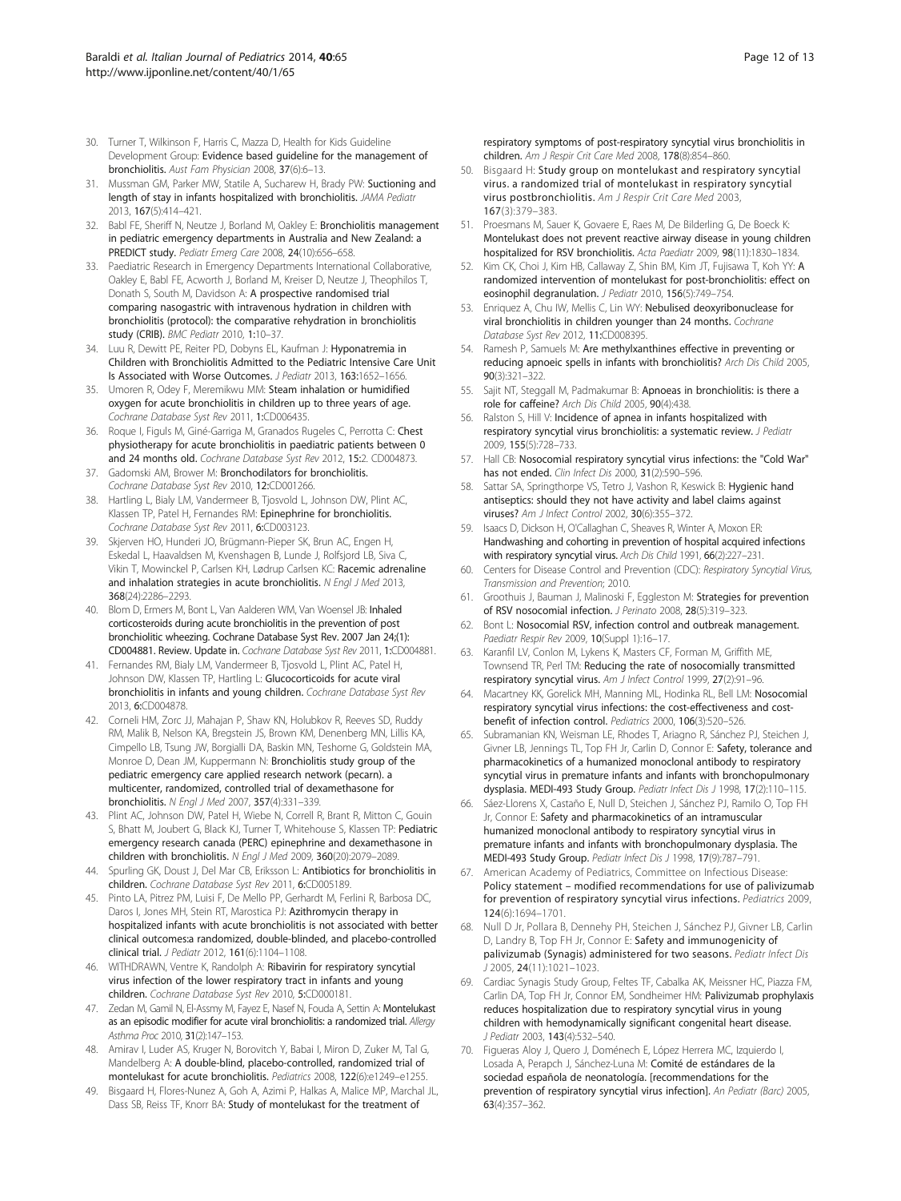30. Turner T, Wilkinson F, Harris C, Mazza D, Health for Kids Guideline Development Group: **Evidence based guideline for the management of bronchiolitis.** *Aust Fam Physician* 2008, **37**(6):6–13.
31. Mussman GM, Parker MW, Statile A, Sucharew H, Brady PW: **Suctioning and length of stay in infants hospitalized with bronchiolitis.** *JAMA Pediatr* 2013, **167**(5):414–421.
32. Babl FE, Sheriff N, Neutze J, Borland M, Oakley E: **Bronchiolitis management in pediatric emergency departments in Australia and New Zealand: a PREDICT study.** *Pediatr Emerg Care* 2008, **24**(10):656–658.
33. Paediatric Research in Emergency Departments International Collaborative, Oakley E, Babl FE, Acworth J, Borland M, Kreiser D, Neutze J, Theophilos T, Donath S, South M, Davidson A: **A prospective randomised trial comparing nasogastric with intravenous hydration in children with bronchiolitis (protocol): the comparative rehydration in bronchiolitis study (CRIB).** *BMC Pediatr* 2010, **1**:10–37.
34. Luu R, Dewitt PE, Reiter PD, Dobyns EL, Kaufman J: **Hyponatremia in Children with Bronchiolitis Admitted to the Pediatric Intensive Care Unit Is Associated with Worse Outcomes.** *J Pediatr* 2013, **163**:1652–1656.
35. Umoren R, Odey F, Meremikwu MM: **Steam inhalation or humidified oxygen for acute bronchiolitis in children up to three years of age.** *Cochrane Database Syst Rev* 2011, **1**:CD006435.
36. Roque I, Figuls M, Giné-Garriga M, Granados Rugeles C, Perrotta C: **Chest physiotherapy for acute bronchiolitis in paediatric patients between 0 and 24 months old.** *Cochrane Database Syst Rev* 2012, **15**:2. CD004873.
37. Gadomski AM, Brower M: **Bronchodilators for bronchiolitis.** *Cochrane Database Syst Rev* 2010, **12**:CD001266.
38. Hartling L, Bialy LM, Vandermeer B, Tjosvold L, Johnson DW, Plint AC, Klassen TP, Patel H, Fernandes RM: **Epinephrine for bronchiolitis.** *Cochrane Database Syst Rev* 2011, **6**:CD003123.
39. Skjerven HO, Hunderi JO, Brügmann-Pieper SK, Brun AC, Engen H, Eskedal L, Haavaldsen M, Kvenshagen B, Lunde J, Rolfsjord LB, Siva C, Vikin T, Mowinckel P, Carlsen KH, Lødrup Carlsen KC: **Racemic adrenaline and inhalation strategies in acute bronchiolitis.** *N Engl J Med* 2013, **368**(24):2286–2293.
40. Blom D, Ermers M, Bont L, Van Aalderen WM, Van Woensel JB: **Inhaled corticosteroids during acute bronchiolitis in the prevention of post bronchiolitic wheezing. Cochrane Database Syst Rev. 2007 Jan 24;(1): CD004881. Review. Update in.** *Cochrane Database Syst Rev* 2011, **1**:CD004881.
41. Fernandes RM, Bialy LM, Vandermeer B, Tjosvold L, Plint AC, Patel H, Johnson DW, Klassen TP, Hartling L: **Glucocorticoids for acute viral bronchiolitis in infants and young children.** *Cochrane Database Syst Rev* 2013, **6**:CD004878.
42. Corneli HM, Zorc JJ, Mahajan P, Shaw KN, Holubkov R, Reeves SD, Ruddy RM, Malik B, Nelson KA, Bregstein JS, Brown KM, Denenberg MN, Lillis KA, Cimpello LB, Tsung JW, Borgialli DA, Baskin MN, Teshome G, Goldstein MA, Monroe D, Dean JM, Kuppermann N: **Bronchiolitis study group of the pediatric emergency care applied research network (pecarn). a multicenter, randomized, controlled trial of dexamethasone for bronchiolitis.** *N Engl J Med* 2007, **357**(4):331–339.
43. Plint AC, Johnson DW, Patel H, Wiebe N, Correll R, Brant R, Mitton C, Gouin S, Bhatt M, Joubert G, Black KJ, Turner T, Whitehouse S, Klassen TP: **Pediatric emergency research canada (PERC) epinephrine and dexamethasone in children with bronchiolitis.** *N Engl J Med* 2009, **360**(20):2079–2089.
44. Spurling GK, Doust J, Del Mar CB, Eriksson L: **Antibiotics for bronchiolitis in children.** *Cochrane Database Syst Rev* 2011, **6**:CD005189.
45. Pinto LA, Pitrez PM, Luisi F, De Mello PP, Gerhardt M, Ferlini R, Barbosa DC, Daros I, Jones MH, Stein RT, Marostica PJ: **Azithromycin therapy in hospitalized infants with acute bronchiolitis is not associated with better clinical outcomes:a randomized, double-blinded, and placebo-controlled clinical trial.** *J Pediatr* 2012, **161**(6):1104–1108.
46. WITHDRAWN, Ventre K, Randolph A: **Ribavirin for respiratory syncytial virus infection of the lower respiratory tract in infants and young children.** *Cochrane Database Syst Rev* 2010, **5**:CD000181.
47. Zedan M, Gamil N, El-Assmy M, Fayez E, Nasef N, Fouda A, Settin A: **Montelukast as an episodic modifier for acute viral bronchiolitis: a randomized trial.** *Allergy Asthma Proc* 2010, **31**(2):147–153.
48. Amirav I, Luder AS, Kruger N, Borovitch Y, Babai I, Miron D, Zuker M, Tal G, Mandelberg A: **A double-blind, placebo-controlled, randomized trial of montelukast for acute bronchiolitis.** *Pediatrics* 2008, **122**(6):e1249–e1255.
49. Bisgaard H, Flores-Nunez A, Goh A, Azimi P, Halkas A, Malice MP, Marchal JL, Dass SB, Reiss TF, Knorr BA: **Study of montelukast for the treatment of respiratory symptoms of post-respiratory syncytial virus bronchiolitis in children.** *Am J Respir Crit Care Med* 2008, **178**(8):854–860.
50. Bisgaard H: **Study group on montelukast and respiratory syncytial virus. a randomized trial of montelukast in respiratory syncytial virus postbronchiolitis.** *Am J Respir Crit Care Med* 2003, **167**(3):379–383.
51. Proesmans M, Sauer K, Govaere E, Raes M, De Bilderling G, De Boeck K: **Montelukast does not prevent reactive airway disease in young children hospitalized for RSV bronchiolitis.** *Acta Paediatr* 2009, **98**(11):1830–1834.
52. Kim CK, Choi J, Kim HB, Callaway Z, Shin BM, Kim JT, Fujisawa T, Koh YY: **A randomized intervention of montelukast for post-bronchiolitis: effect on eosinophil degranulation.** *J Pediatr* 2010, **156**(5):749–754.
53. Enriquez A, Chu IW, Mellis C, Lin WY: **Nebulised deoxyribonuclease for viral bronchiolitis in children younger than 24 months.** *Cochrane Database Syst Rev* 2012, **11**:CD008395.
54. Ramesh P, Samuels M: **Are methylxanthines effective in preventing or reducing apnoeic spells in infants with bronchiolitis?** *Arch Dis Child* 2005, **90**(3):321–322.
55. Sajit NT, Steggall M, Padmakumar B: **Apnoeas in bronchiolitis: is there a role for caffeine?** *Arch Dis Child* 2005, **90**(4):438.
56. Ralston S, Hill V: **Incidence of apnea in infants hospitalized with respiratory syncytial virus bronchiolitis: a systematic review.** *J Pediatr* 2009, **155**(5):728–733.
57. Hall CB: **Nosocomial respiratory syncytial virus infections: the "Cold War" has not ended.** *Clin Infect Dis* 2000, **31**(2):590–596.
58. Sattar SA, Springthorpe VS, Tetro J, Vashon R, Keswick B: **Hygienic hand antiseptics: should they not have activity and label claims against viruses?** *Am J Infect Control* 2002, **30**(6):355–372.
59. Isaacs D, Dickson H, O'Callaghan C, Sheaves R, Winter A, Moxon ER: **Handwashing and cohorting in prevention of hospital acquired infections with respiratory syncytial virus.** *Arch Dis Child* 1991, **66**(2):227–231.
60. Centers for Disease Control and Prevention (CDC): *Respiratory Syncytial Virus, Transmission and Prevention*; 2010.
61. Groothuis J, Bauman J, Malinoski F, Eggleston M: **Strategies for prevention of RSV nosocomial infection.** *J Perinato* 2008, **28**(5):319–323.
62. Bont L: **Nosocomial RSV, infection control and outbreak management.** *Paediatr Respir Rev* 2009, **10**(Suppl 1):16–17.
63. Karanfil LV, Conlon M, Lykens K, Masters CF, Forman M, Griffith ME, Townsend TR, Perl TM: **Reducing the rate of nosocomially transmitted respiratory syncytial virus.** *Am J Infect Control* 1999, **27**(2):91–96.
64. Macartney KK, Gorelick MH, Manning ML, Hodinka RL, Bell LM: **Nosocomial respiratory syncytial virus infections: the cost-effectiveness and cost-benefit of infection control.** *Pediatrics* 2000, **106**(3):520–526.
65. Subramanian KN, Weisman LE, Rhodes T, Ariagno R, Sánchez PJ, Steichen J, Givner LB, Jennings TL, Top FH Jr, Carlin D, Connor E: **Safety, tolerance and pharmacokinetics of a humanized monoclonal antibody to respiratory syncytial virus in premature infants and infants with bronchopulmonary dysplasia. MEDI-493 Study Group.** *Pediatr Infect Dis J* 1998, **17**(2):110–115.
66. Sáez-Llorens X, Castaño E, Null D, Steichen J, Sánchez PJ, Ramilo O, Top FH Jr, Connor E: **Safety and pharmacokinetics of an intramuscular humanized monoclonal antibody to respiratory syncytial virus in premature infants and infants with bronchopulmonary dysplasia. The MEDI-493 Study Group.** *Pediatr Infect Dis J* 1998, **17**(9):787–791.
67. American Academy of Pediatrics, Committee on Infectious Disease: **Policy statement – modified recommendations for use of palivizumab for prevention of respiratory syncytial virus infections.** *Pediatrics* 2009, **124**(6):1694–1701.
68. Null D Jr, Pollara B, Dennehy PH, Steichen J, Sánchez PJ, Givner LB, Carlin D, Landry B, Top FH Jr, Connor E: **Safety and immunogenicity of palivizumab (Synagis) administered for two seasons.** *Pediatr Infect Dis J* 2005, **24**(11):1021–1023.
69. Cardiac Synagis Study Group, Feltes TF, Cabalka AK, Meissner HC, Piazza FM, Carlin DA, Top FH Jr, Connor EM, Sondheimer HM: **Palivizumab prophylaxis reduces hospitalization due to respiratory syncytial virus in young children with hemodynamically significant congenital heart disease.** *J Pediatr* 2003, **143**(4):532–540.
70. Figueras Aloy J, Quero J, Doménech E, López Herrera MC, Izquierdo I, Losada A, Perapch J, Sánchez-Luna M: **Comité de estándares de la sociedad española de neonatología. [recommendations for the prevention of respiratory syncytial virus infection].** *An Pediatr (Barc)* 2005, **63**(4):357–362.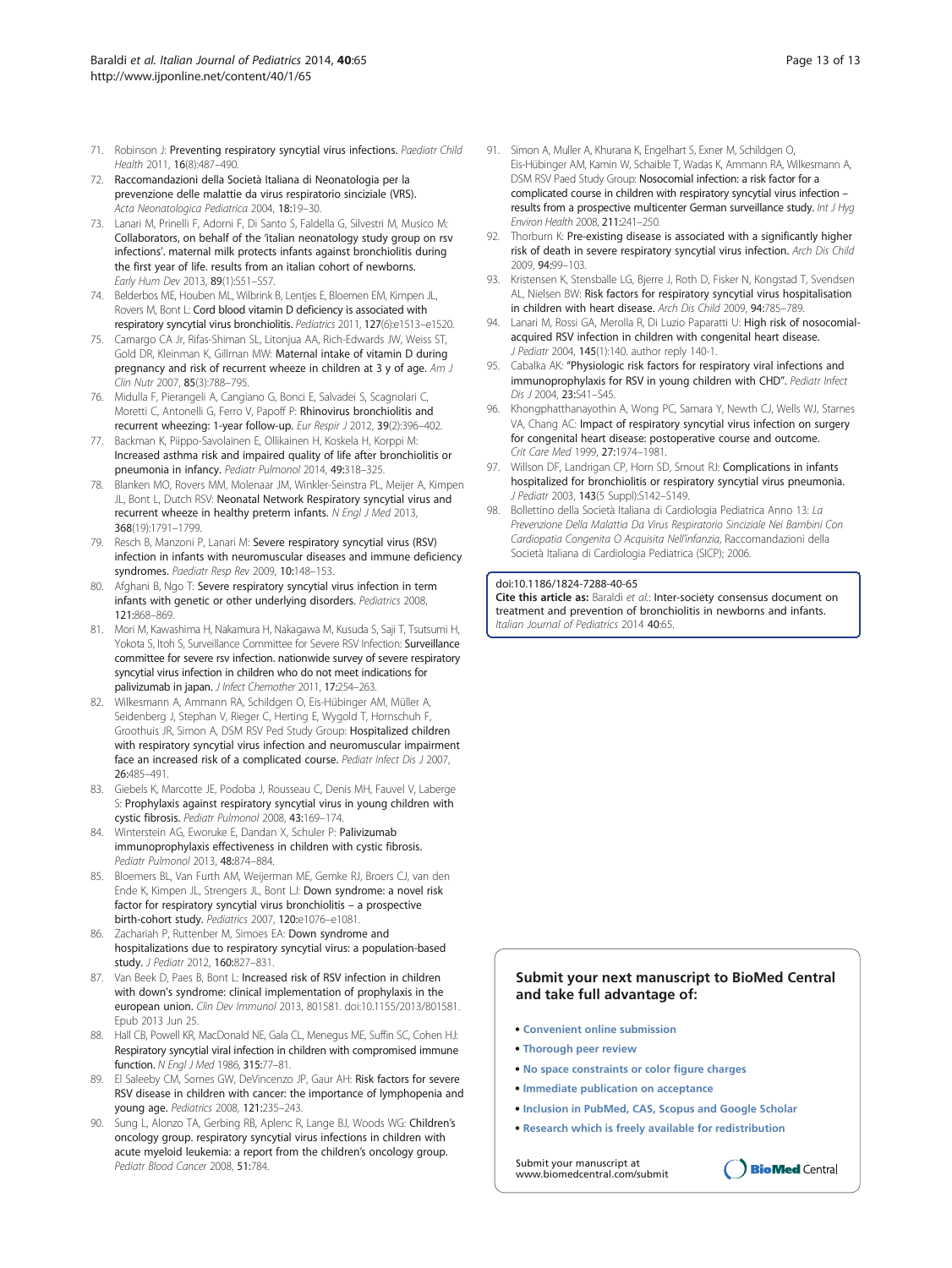71. Robinson J: Preventing respiratory syncytial virus infections. *Paediatr Child Health* 2011, 16(8):487–490.
72. Raccomandazioni della Società Italiana di Neonatologia per la prevenzione delle malattie da virus respiratorio sinciziale (VRS). *Acta Neonatologica Pediatrica* 2004, 18:19–30.
73. Lanari M, Prinelli F, Adorni F, Di Santo S, Faldella G, Silvestri M, Musico M: Collaborators, on behalf of the 'italian neonatology study group on rsv infections'. maternal milk protects infants against bronchiolitis during the first year of life. results from an italian cohort of newborns. *Early Hum Dev* 2013, 89(1):S51–S57.
74. Belderbos ME, Houben ML, Wilbrink B, Lentjes E, Bloemen EM, Kimpen JL, Rovers M, Bont L: Cord blood vitamin D deficiency is associated with respiratory syncytial virus bronchiolitis. *Pediatrics* 2011, 127(6):e1513–e1520.
75. Camargo CA Jr, Rifas-Shiman SL, Litonjua AA, Rich-Edwards JW, Weiss ST, Gold DR, Kleinman K, Gillman MW: Maternal intake of vitamin D during pregnancy and risk of recurrent wheeze in children at 3 y of age. *Am J Clin Nutr* 2007, 85(3):788–795.
76. Midulla F, Pierangeli A, Cangiano G, Bonci E, Salvadei S, Scagnolari C, Moretti C, Antonelli G, Ferro V, Papoff P: Rhinovirus bronchiolitis and recurrent wheezing: 1-year follow-up. *Eur Respir J* 2012, 39(2):396–402.
77. Backman K, Piippo-Savolainen E, Ollikainen H, Koskela H, Korppi M: Increased asthma risk and impaired quality of life after bronchiolitis or pneumonia in infancy. *Pediatr Pulmonol* 2014, 49:318–325.
78. Blanken MO, Rovers MM, Molenaar JM, Winkler-Seinstra PL, Meijer A, Kimpen JL, Bont L, Dutch RSV: Neonatal Network Respiratory syncytial virus and recurrent wheeze in healthy preterm infants. *N Engl J Med* 2013, 368(19):1791–1799.
79. Resch B, Manzoni P, Lanari M: Severe respiratory syncytial virus (RSV) infection in infants with neuromuscular diseases and immune deficiency syndromes. *Paediatr Resp Rev* 2009, 10:148–153.
80. Afghani B, Ngo T: Severe respiratory syncytial virus infection in term infants with genetic or other underlying disorders. *Pediatrics* 2008, 121:868–869.
81. Mori M, Kawashima H, Nakamura H, Nakagawa M, Kusuda S, Saji T, Tsutsumi H, Yokota S, Itoh S, Surveillance Committee for Severe RSV Infection: Surveillance committee for severe rsv infection. nationwide survey of severe respiratory syncytial virus infection in children who do not meet indications for palivizumab in japan. *J Infect Chemother* 2011, 17:254–263.
82. Wilkesmann A, Ammann RA, Schildgen O, Eis-Hübinger AM, Müller A, Seidenberg J, Stephan V, Rieger C, Herting E, Wygold T, Hornschuh F, Groothuis JR, Simon A, DSM RSV Ped Study Group: Hospitalized children with respiratory syncytial virus infection and neuromuscular impairment face an increased risk of a complicated course. *Pediatr Infect Dis J* 2007, 26:485–491.
83. Giebels K, Marcotte JE, Podoba J, Rousseau C, Denis MH, Fauvel V, Laberge S: Prophylaxis against respiratory syncytial virus in young children with cystic fibrosis. *Pediatr Pulmonol* 2008, 43:169–174.
84. Winterstein AG, Eworuke E, Dandan X, Schuler P: Palivizumab immunoprophylaxis effectiveness in children with cystic fibrosis. *Pediatr Pulmonol* 2013, 48:874–884.
85. Bloemers BL, Van Furth AM, Weijerman ME, Gemke RJ, Broers CJ, van den Ende K, Kimpen JL, Strengers JL, Bont LJ: Down syndrome: a novel risk factor for respiratory syncytial virus bronchiolitis – a prospective birth-cohort study. *Pediatrics* 2007, 120:e1076–e1081.
86. Zachariah P, Ruttenber M, Simoes EA: Down syndrome and hospitalizations due to respiratory syncytial virus: a population-based study. *J Pediatr* 2012, 160:827–831.
87. Van Beek D, Paes B, Bont L: Increased risk of RSV infection in children with down's syndrome: clinical implementation of prophylaxis in the european union. *Clin Dev Immunol* 2013, 801581. doi:10.1155/2013/801581. Epub 2013 Jun 25.
88. Hall CB, Powell KR, MacDonald NE, Gala CL, Menegus ME, Suffin SC, Cohen HJ: Respiratory syncytial viral infection in children with compromised immune function. *N Engl J Med* 1986, 315:77–81.
89. El Saleeby CM, Somes GW, DeVincenzo JP, Gaur AH: Risk factors for severe RSV disease in children with cancer: the importance of lymphopenia and young age. *Pediatrics* 2008, 121:235–243.
90. Sung L, Alonzo TA, Gerbing RB, Aplenc R, Lange BJ, Woods WG: Children's oncology group. respiratory syncytial virus infections in children with acute myeloid leukemia: a report from the children's oncology group. *Pediatr Blood Cancer* 2008, 51:784.
91. Simon A, Muller A, Khurana K, Engelhart S, Exner M, Schildgen O, Eis-Hübinger AM, Kamin W, Schaible T, Wadas K, Ammann RA, Wilkesmann A, DSM RSV Paed Study Group: Nosocomial infection: a risk factor for a complicated course in children with respiratory syncytial virus infection – results from a prospective multicenter German surveillance study. *Int J Hyg Environ Health* 2008, 211:241–250.
92. Thorburn K: Pre-existing disease is associated with a significantly higher risk of death in severe respiratory syncytial virus infection. *Arch Dis Child* 2009, 94:99–103.
93. Kristensen K, Stensballe LG, Bjerre J, Roth D, Fisker N, Kongstad T, Svendsen AL, Nielsen BW: Risk factors for respiratory syncytial virus hospitalisation in children with heart disease. *Arch Dis Child* 2009, 94:785–789.
94. Lanari M, Rossi GA, Merolla R, Di Luzio Paparatti U: High risk of nosocomial-acquired RSV infection in children with congenital heart disease. *J Pediatr* 2004, 145(1):140. author reply 140-1.
95. Cabalka AK: "Physiologic risk factors for respiratory viral infections and immunoprophylaxis for RSV in young children with CHD". *Pediatr Infect Dis J* 2004, 23:S41–S45.
96. Khongphatthanayothin A, Wong PC, Samara Y, Newth CJ, Wells WJ, Starnes VA, Chang AC: Impact of respiratory syncytial virus infection on surgery for congenital heart disease: postoperative course and outcome. *Crit Care Med* 1999, 27:1974–1981.
97. Willson DF, Landrigan CP, Horn SD, Smout RJ: Complications in infants hospitalized for bronchiolitis or respiratory syncytial virus pneumonia. *J Pediatr* 2003, 143(5 Suppl):S142–S149.
98. Bollettino della Società Italiana di Cardiologia Pediatrica Anno 13: *La Prevenzione Della Malattia Da Virus Respiratorio Sinciziale Nei Bambini Con Cardiopatia Congenita O Acquisita Nell'infanzia*, Raccomandazioni della Società Italiana di Cardiologia Pediatrica (SICP); 2006.

doi:10.1186/1824-7288-40-65

**Cite this article as:** Baraldi *et al.*: Inter-society consensus document on treatment and prevention of bronchiolitis in newborns and infants. *Italian Journal of Pediatrics* 2014 40:65.

**Submit your next manuscript to BioMed Central and take full advantage of:**

- Convenient online submission
- Thorough peer review
- No space constraints or color figure charges
- Immediate publication on acceptance
- Inclusion in PubMed, CAS, Scopus and Google Scholar
- Research which is freely available for redistribution

Submit your manuscript at www.biomedcentral.com/submit

BioMed Central